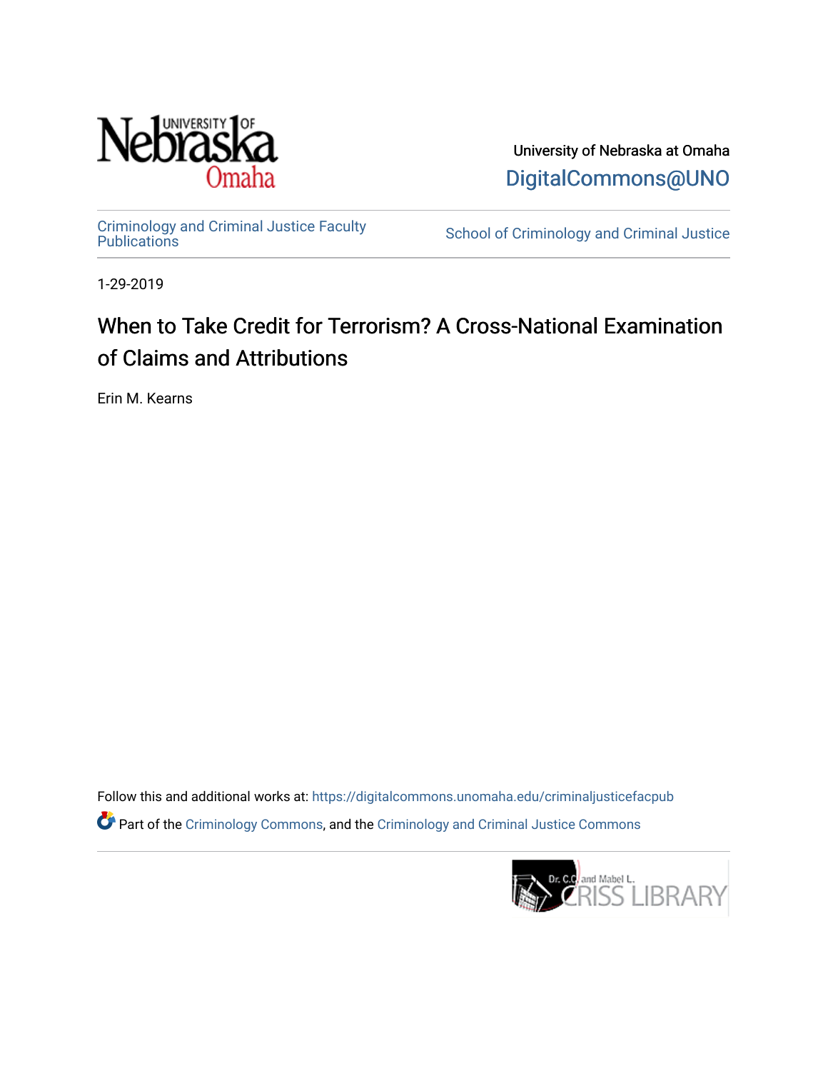University of Nebraska at Omaha

DigitalCommons@UNO

Criminology and Criminal Justice Faculty Publications

School of Criminology and Criminal Justice

1-29-2019

# When to Take Credit for Terrorism? A Cross-National Examination of Claims and Attributions

Erin M. Kearns

Follow this and additional works at: https://digitalcommons.unomaha.edu/criminaljusticefacpub

Part of the Criminology Commons, and the Criminology and Criminal Justice Commons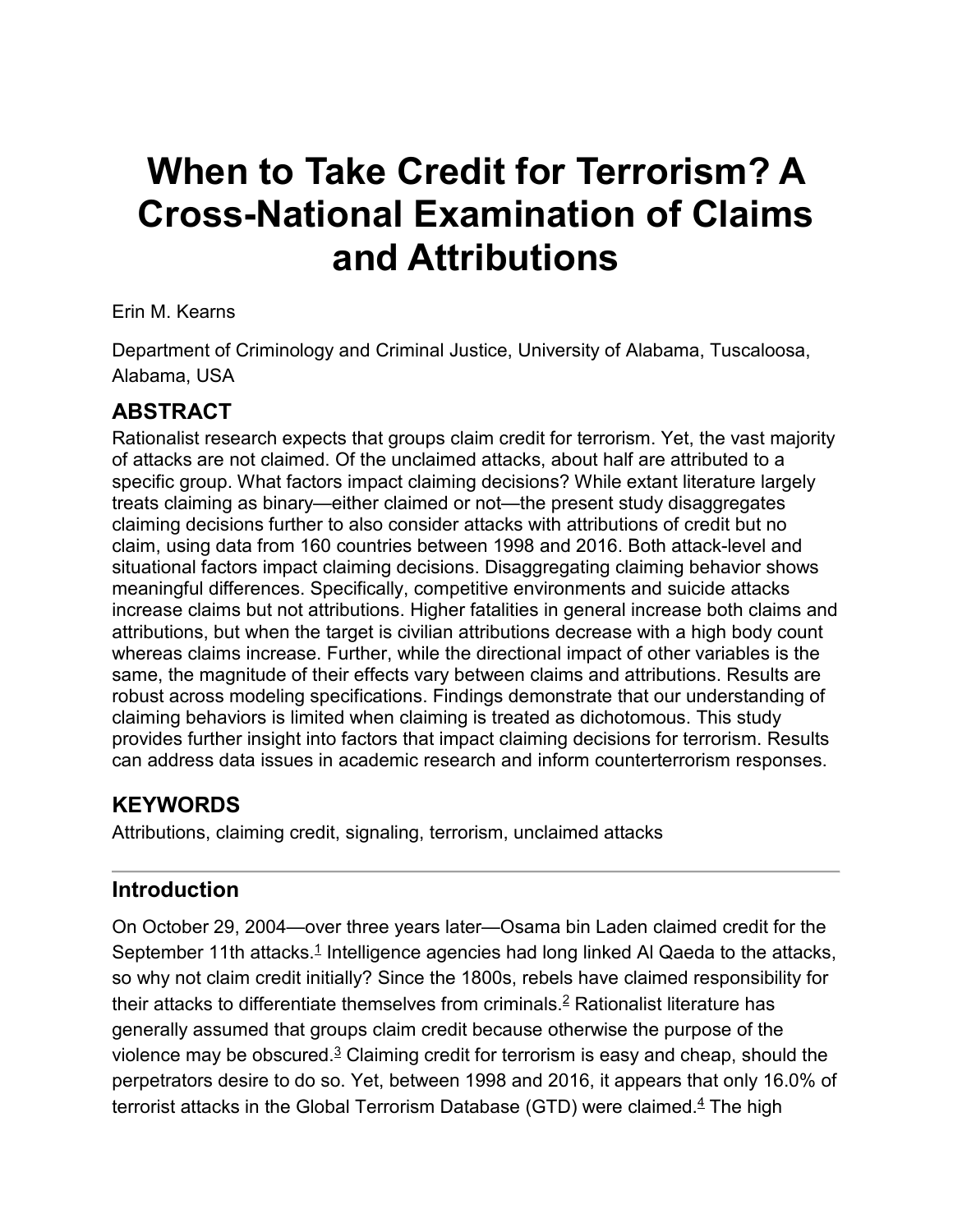# When to Take Credit for Terrorism? A Cross-National Examination of Claims and Attributions

Erin M. Kearns

Department of Criminology and Criminal Justice, University of Alabama, Tuscaloosa, Alabama, USA

## ABSTRACT

Rationalist research expects that groups claim credit for terrorism. Yet, the vast majority of attacks are not claimed. Of the unclaimed attacks, about half are attributed to a specific group. What factors impact claiming decisions? While extant literature largely treats claiming as binary—either claimed or not—the present study disaggregates claiming decisions further to also consider attacks with attributions of credit but no claim, using data from 160 countries between 1998 and 2016. Both attack-level and situational factors impact claiming decisions. Disaggregating claiming behavior shows meaningful differences. Specifically, competitive environments and suicide attacks increase claims but not attributions. Higher fatalities in general increase both claims and attributions, but when the target is civilian attributions decrease with a high body count whereas claims increase. Further, while the directional impact of other variables is the same, the magnitude of their effects vary between claims and attributions. Results are robust across modeling specifications. Findings demonstrate that our understanding of claiming behaviors is limited when claiming is treated as dichotomous. This study provides further insight into factors that impact claiming decisions for terrorism. Results can address data issues in academic research and inform counterterrorism responses.

## KEYWORDS

Attributions, claiming credit, signaling, terrorism, unclaimed attacks

## Introduction

On October 29, 2004—over three years later—Osama bin Laden claimed credit for the September 11th attacks.[1] Intelligence agencies had long linked Al Qaeda to the attacks, so why not claim credit initially? Since the 1800s, rebels have claimed responsibility for their attacks to differentiate themselves from criminals.[2] Rationalist literature has generally assumed that groups claim credit because otherwise the purpose of the violence may be obscured.[3] Claiming credit for terrorism is easy and cheap, should the perpetrators desire to do so. Yet, between 1998 and 2016, it appears that only 16.0% of terrorist attacks in the Global Terrorism Database (GTD) were claimed.[4] The high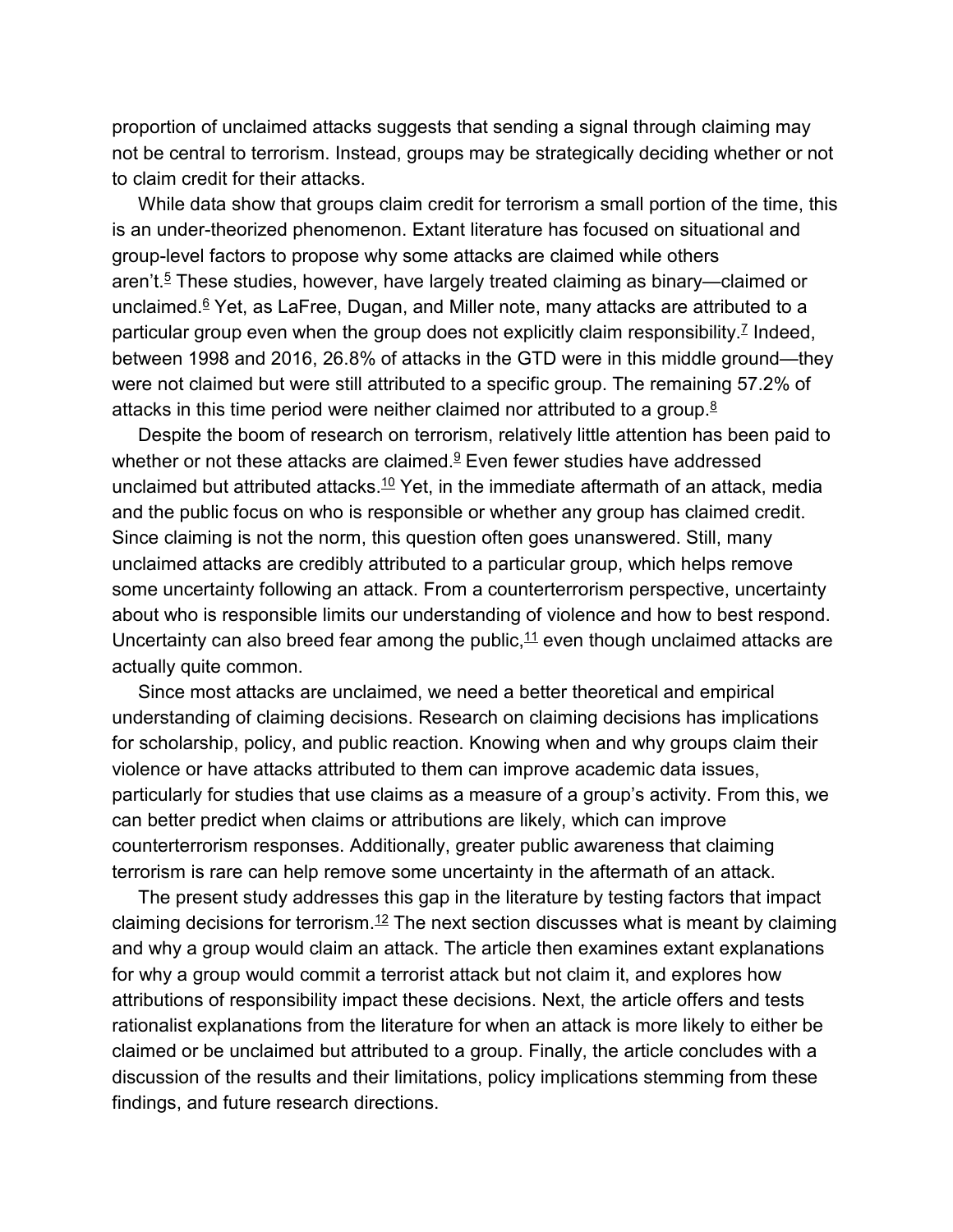proportion of unclaimed attacks suggests that sending a signal through claiming may not be central to terrorism. Instead, groups may be strategically deciding whether or not to claim credit for their attacks.

While data show that groups claim credit for terrorism a small portion of the time, this is an under-theorized phenomenon. Extant literature has focused on situational and group-level factors to propose why some attacks are claimed while others aren't.[5] These studies, however, have largely treated claiming as binary—claimed or unclaimed.[6] Yet, as LaFree, Dugan, and Miller note, many attacks are attributed to a particular group even when the group does not explicitly claim responsibility.[7] Indeed, between 1998 and 2016, 26.8% of attacks in the GTD were in this middle ground—they were not claimed but were still attributed to a specific group. The remaining 57.2% of attacks in this time period were neither claimed nor attributed to a group.[8]

Despite the boom of research on terrorism, relatively little attention has been paid to whether or not these attacks are claimed.[9] Even fewer studies have addressed unclaimed but attributed attacks.[10] Yet, in the immediate aftermath of an attack, media and the public focus on who is responsible or whether any group has claimed credit. Since claiming is not the norm, this question often goes unanswered. Still, many unclaimed attacks are credibly attributed to a particular group, which helps remove some uncertainty following an attack. From a counterterrorism perspective, uncertainty about who is responsible limits our understanding of violence and how to best respond. Uncertainty can also breed fear among the public,[11] even though unclaimed attacks are actually quite common.

Since most attacks are unclaimed, we need a better theoretical and empirical understanding of claiming decisions. Research on claiming decisions has implications for scholarship, policy, and public reaction. Knowing when and why groups claim their violence or have attacks attributed to them can improve academic data issues, particularly for studies that use claims as a measure of a group's activity. From this, we can better predict when claims or attributions are likely, which can improve counterterrorism responses. Additionally, greater public awareness that claiming terrorism is rare can help remove some uncertainty in the aftermath of an attack.

The present study addresses this gap in the literature by testing factors that impact claiming decisions for terrorism.[12] The next section discusses what is meant by claiming and why a group would claim an attack. The article then examines extant explanations for why a group would commit a terrorist attack but not claim it, and explores how attributions of responsibility impact these decisions. Next, the article offers and tests rationalist explanations from the literature for when an attack is more likely to either be claimed or be unclaimed but attributed to a group. Finally, the article concludes with a discussion of the results and their limitations, policy implications stemming from these findings, and future research directions.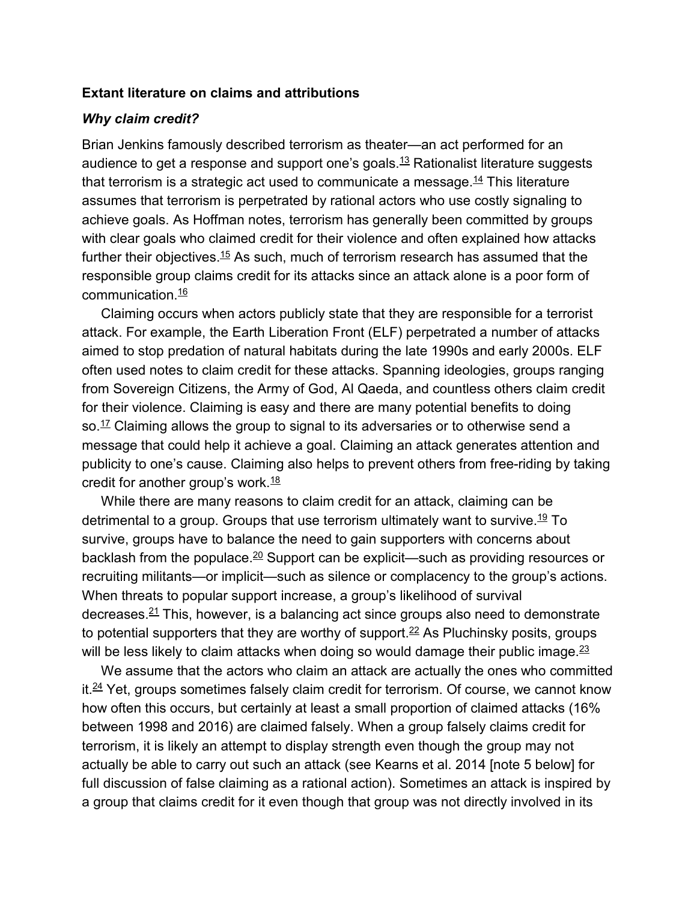## Extant literature on claims and attributions

### *Why claim credit?*

Brian Jenkins famously described terrorism as theater—an act performed for an audience to get a response and support one's goals.[13] Rationalist literature suggests that terrorism is a strategic act used to communicate a message.[14] This literature assumes that terrorism is perpetrated by rational actors who use costly signaling to achieve goals. As Hoffman notes, terrorism has generally been committed by groups with clear goals who claimed credit for their violence and often explained how attacks further their objectives.[15] As such, much of terrorism research has assumed that the responsible group claims credit for its attacks since an attack alone is a poor form of communication.[16]

Claiming occurs when actors publicly state that they are responsible for a terrorist attack. For example, the Earth Liberation Front (ELF) perpetrated a number of attacks aimed to stop predation of natural habitats during the late 1990s and early 2000s. ELF often used notes to claim credit for these attacks. Spanning ideologies, groups ranging from Sovereign Citizens, the Army of God, Al Qaeda, and countless others claim credit for their violence. Claiming is easy and there are many potential benefits to doing so.[17] Claiming allows the group to signal to its adversaries or to otherwise send a message that could help it achieve a goal. Claiming an attack generates attention and publicity to one's cause. Claiming also helps to prevent others from free-riding by taking credit for another group's work.[18]

While there are many reasons to claim credit for an attack, claiming can be detrimental to a group. Groups that use terrorism ultimately want to survive.[19] To survive, groups have to balance the need to gain supporters with concerns about backlash from the populace.[20] Support can be explicit—such as providing resources or recruiting militants—or implicit—such as silence or complacency to the group's actions. When threats to popular support increase, a group's likelihood of survival decreases.[21] This, however, is a balancing act since groups also need to demonstrate to potential supporters that they are worthy of support.[22] As Pluchinsky posits, groups will be less likely to claim attacks when doing so would damage their public image.[23]

We assume that the actors who claim an attack are actually the ones who committed it.[24] Yet, groups sometimes falsely claim credit for terrorism. Of course, we cannot know how often this occurs, but certainly at least a small proportion of claimed attacks (16% between 1998 and 2016) are claimed falsely. When a group falsely claims credit for terrorism, it is likely an attempt to display strength even though the group may not actually be able to carry out such an attack (see Kearns et al. 2014 [note 5 below] for full discussion of false claiming as a rational action). Sometimes an attack is inspired by a group that claims credit for it even though that group was not directly involved in its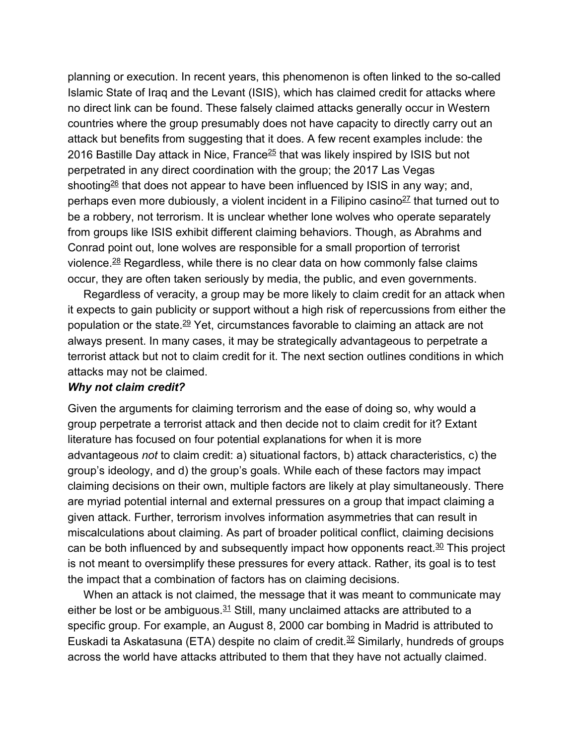planning or execution. In recent years, this phenomenon is often linked to the so-called Islamic State of Iraq and the Levant (ISIS), which has claimed credit for attacks where no direct link can be found. These falsely claimed attacks generally occur in Western countries where the group presumably does not have capacity to directly carry out an attack but benefits from suggesting that it does. A few recent examples include: the 2016 Bastille Day attack in Nice, France[25] that was likely inspired by ISIS but not perpetrated in any direct coordination with the group; the 2017 Las Vegas shooting[26] that does not appear to have been influenced by ISIS in any way; and, perhaps even more dubiously, a violent incident in a Filipino casino[27] that turned out to be a robbery, not terrorism. It is unclear whether lone wolves who operate separately from groups like ISIS exhibit different claiming behaviors. Though, as Abrahms and Conrad point out, lone wolves are responsible for a small proportion of terrorist violence.[28] Regardless, while there is no clear data on how commonly false claims occur, they are often taken seriously by media, the public, and even governments.

Regardless of veracity, a group may be more likely to claim credit for an attack when it expects to gain publicity or support without a high risk of repercussions from either the population or the state.[29] Yet, circumstances favorable to claiming an attack are not always present. In many cases, it may be strategically advantageous to perpetrate a terrorist attack but not to claim credit for it. The next section outlines conditions in which attacks may not be claimed.

### ***Why not claim credit?***

Given the arguments for claiming terrorism and the ease of doing so, why would a group perpetrate a terrorist attack and then decide not to claim credit for it? Extant literature has focused on four potential explanations for when it is more advantageous *not* to claim credit: a) situational factors, b) attack characteristics, c) the group's ideology, and d) the group's goals. While each of these factors may impact claiming decisions on their own, multiple factors are likely at play simultaneously. There are myriad potential internal and external pressures on a group that impact claiming a given attack. Further, terrorism involves information asymmetries that can result in miscalculations about claiming. As part of broader political conflict, claiming decisions can be both influenced by and subsequently impact how opponents react.[30] This project is not meant to oversimplify these pressures for every attack. Rather, its goal is to test the impact that a combination of factors has on claiming decisions.

When an attack is not claimed, the message that it was meant to communicate may either be lost or be ambiguous.[31] Still, many unclaimed attacks are attributed to a specific group. For example, an August 8, 2000 car bombing in Madrid is attributed to Euskadi ta Askatasuna (ETA) despite no claim of credit.[32] Similarly, hundreds of groups across the world have attacks attributed to them that they have not actually claimed.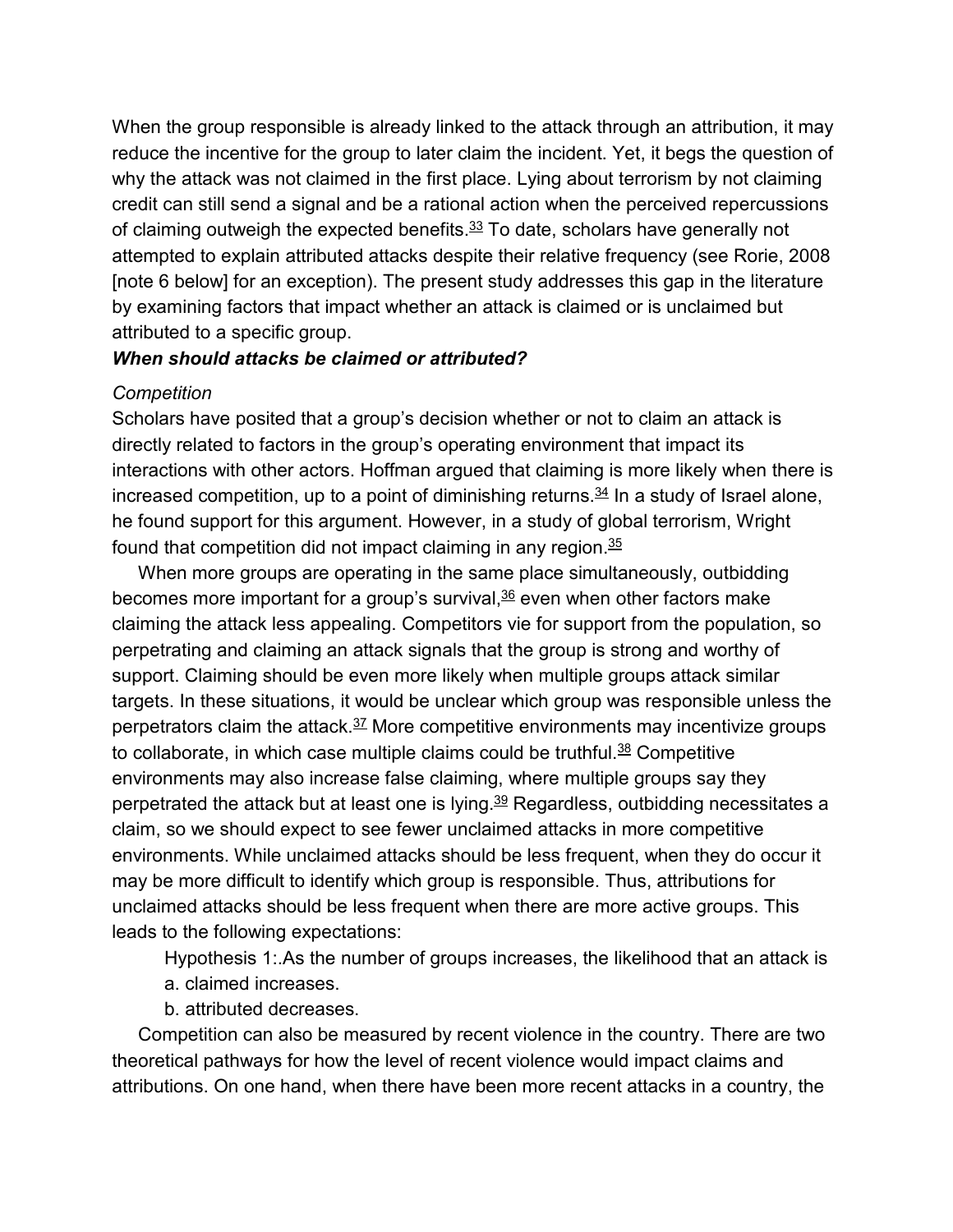When the group responsible is already linked to the attack through an attribution, it may reduce the incentive for the group to later claim the incident. Yet, it begs the question of why the attack was not claimed in the first place. Lying about terrorism by not claiming credit can still send a signal and be a rational action when the perceived repercussions of claiming outweigh the expected benefits.[33] To date, scholars have generally not attempted to explain attributed attacks despite their relative frequency (see Rorie, 2008 [note 6 below] for an exception). The present study addresses this gap in the literature by examining factors that impact whether an attack is claimed or is unclaimed but attributed to a specific group.

***When should attacks be claimed or attributed?***

*Competition*

Scholars have posited that a group's decision whether or not to claim an attack is directly related to factors in the group's operating environment that impact its interactions with other actors. Hoffman argued that claiming is more likely when there is increased competition, up to a point of diminishing returns.[34] In a study of Israel alone, he found support for this argument. However, in a study of global terrorism, Wright found that competition did not impact claiming in any region.[35]

When more groups are operating in the same place simultaneously, outbidding becomes more important for a group's survival,[36] even when other factors make claiming the attack less appealing. Competitors vie for support from the population, so perpetrating and claiming an attack signals that the group is strong and worthy of support. Claiming should be even more likely when multiple groups attack similar targets. In these situations, it would be unclear which group was responsible unless the perpetrators claim the attack.[37] More competitive environments may incentivize groups to collaborate, in which case multiple claims could be truthful.[38] Competitive environments may also increase false claiming, where multiple groups say they perpetrated the attack but at least one is lying.[39] Regardless, outbidding necessitates a claim, so we should expect to see fewer unclaimed attacks in more competitive environments. While unclaimed attacks should be less frequent, when they do occur it may be more difficult to identify which group is responsible. Thus, attributions for unclaimed attacks should be less frequent when there are more active groups. This leads to the following expectations:

Hypothesis 1:.As the number of groups increases, the likelihood that an attack is

a. claimed increases.

b. attributed decreases.

Competition can also be measured by recent violence in the country. There are two theoretical pathways for how the level of recent violence would impact claims and attributions. On one hand, when there have been more recent attacks in a country, the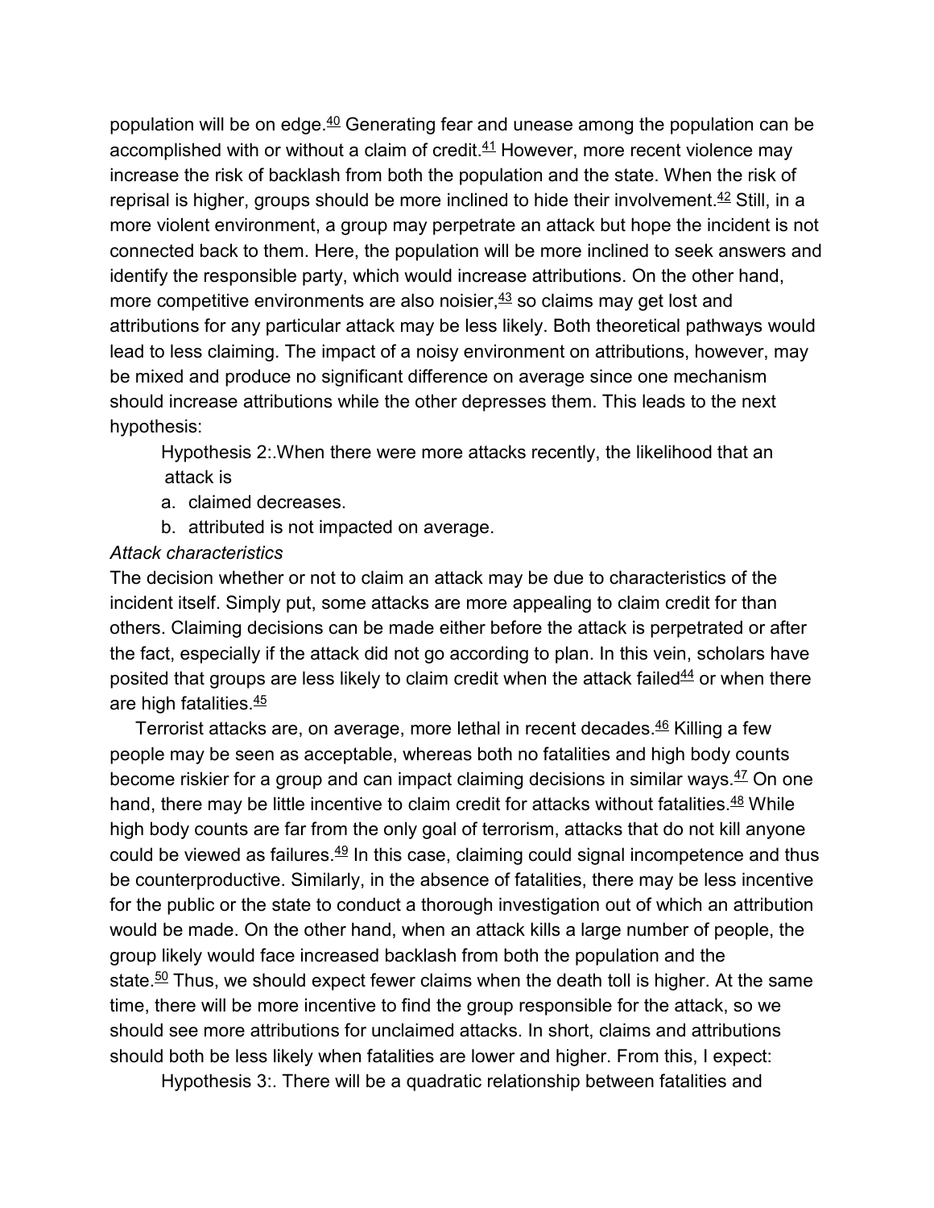population will be on edge.[40] Generating fear and unease among the population can be accomplished with or without a claim of credit.[41] However, more recent violence may increase the risk of backlash from both the population and the state. When the risk of reprisal is higher, groups should be more inclined to hide their involvement.[42] Still, in a more violent environment, a group may perpetrate an attack but hope the incident is not connected back to them. Here, the population will be more inclined to seek answers and identify the responsible party, which would increase attributions. On the other hand, more competitive environments are also noisier,[43] so claims may get lost and attributions for any particular attack may be less likely. Both theoretical pathways would lead to less claiming. The impact of a noisy environment on attributions, however, may be mixed and produce no significant difference on average since one mechanism should increase attributions while the other depresses them. This leads to the next hypothesis:

> Hypothesis 2:.When there were more attacks recently, the likelihood that an attack is
>
> a. claimed decreases.
> b. attributed is not impacted on average.

*Attack characteristics*

The decision whether or not to claim an attack may be due to characteristics of the incident itself. Simply put, some attacks are more appealing to claim credit for than others. Claiming decisions can be made either before the attack is perpetrated or after the fact, especially if the attack did not go according to plan. In this vein, scholars have posited that groups are less likely to claim credit when the attack failed[44] or when there are high fatalities.[45]

Terrorist attacks are, on average, more lethal in recent decades.[46] Killing a few people may be seen as acceptable, whereas both no fatalities and high body counts become riskier for a group and can impact claiming decisions in similar ways.[47] On one hand, there may be little incentive to claim credit for attacks without fatalities.[48] While high body counts are far from the only goal of terrorism, attacks that do not kill anyone could be viewed as failures.[49] In this case, claiming could signal incompetence and thus be counterproductive. Similarly, in the absence of fatalities, there may be less incentive for the public or the state to conduct a thorough investigation out of which an attribution would be made. On the other hand, when an attack kills a large number of people, the group likely would face increased backlash from both the population and the state.[50] Thus, we should expect fewer claims when the death toll is higher. At the same time, there will be more incentive to find the group responsible for the attack, so we should see more attributions for unclaimed attacks. In short, claims and attributions should both be less likely when fatalities are lower and higher. From this, I expect:

> Hypothesis 3:. There will be a quadratic relationship between fatalities and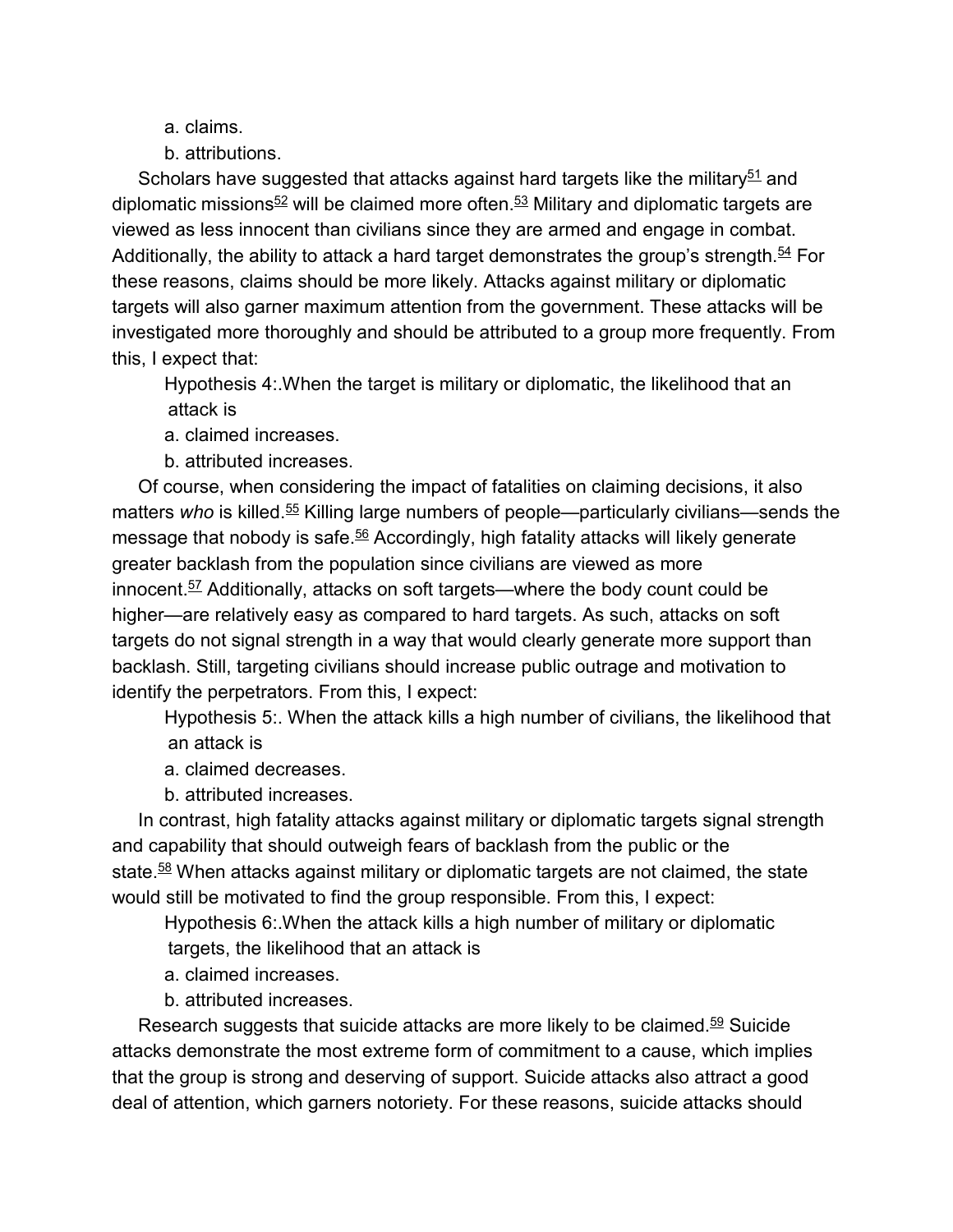a. claims.

b. attributions.

Scholars have suggested that attacks against hard targets like the military[51] and diplomatic missions[52] will be claimed more often.[53] Military and diplomatic targets are viewed as less innocent than civilians since they are armed and engage in combat. Additionally, the ability to attack a hard target demonstrates the group's strength.[54] For these reasons, claims should be more likely. Attacks against military or diplomatic targets will also garner maximum attention from the government. These attacks will be investigated more thoroughly and should be attributed to a group more frequently. From this, I expect that:

Hypothesis 4:.When the target is military or diplomatic, the likelihood that an attack is

a. claimed increases.

b. attributed increases.

Of course, when considering the impact of fatalities on claiming decisions, it also matters *who* is killed.[55] Killing large numbers of people—particularly civilians—sends the message that nobody is safe.[56] Accordingly, high fatality attacks will likely generate greater backlash from the population since civilians are viewed as more innocent.[57] Additionally, attacks on soft targets—where the body count could be higher—are relatively easy as compared to hard targets. As such, attacks on soft targets do not signal strength in a way that would clearly generate more support than backlash. Still, targeting civilians should increase public outrage and motivation to identify the perpetrators. From this, I expect:

Hypothesis 5:. When the attack kills a high number of civilians, the likelihood that an attack is

a. claimed decreases.

b. attributed increases.

In contrast, high fatality attacks against military or diplomatic targets signal strength and capability that should outweigh fears of backlash from the public or the state.[58] When attacks against military or diplomatic targets are not claimed, the state would still be motivated to find the group responsible. From this, I expect:

Hypothesis 6:.When the attack kills a high number of military or diplomatic targets, the likelihood that an attack is

a. claimed increases.

b. attributed increases.

Research suggests that suicide attacks are more likely to be claimed.[59] Suicide attacks demonstrate the most extreme form of commitment to a cause, which implies that the group is strong and deserving of support. Suicide attacks also attract a good deal of attention, which garners notoriety. For these reasons, suicide attacks should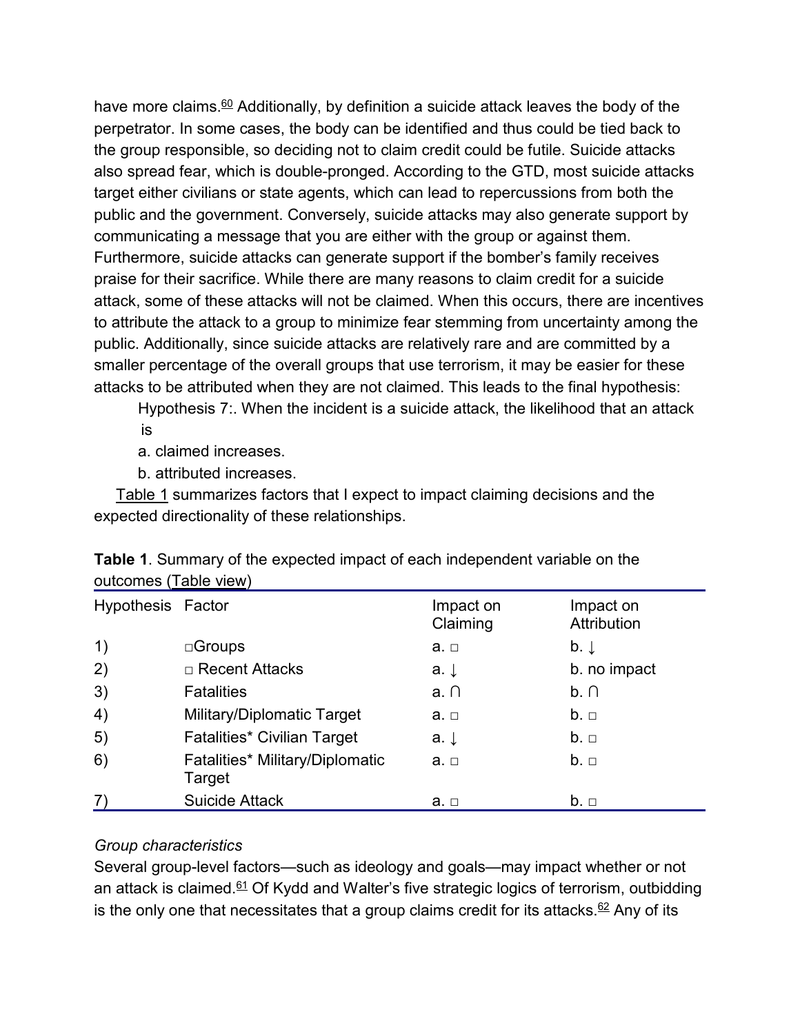have more claims.[60] Additionally, by definition a suicide attack leaves the body of the perpetrator. In some cases, the body can be identified and thus could be tied back to the group responsible, so deciding not to claim credit could be futile. Suicide attacks also spread fear, which is double-pronged. According to the GTD, most suicide attacks target either civilians or state agents, which can lead to repercussions from both the public and the government. Conversely, suicide attacks may also generate support by communicating a message that you are either with the group or against them. Furthermore, suicide attacks can generate support if the bomber's family receives praise for their sacrifice. While there are many reasons to claim credit for a suicide attack, some of these attacks will not be claimed. When this occurs, there are incentives to attribute the attack to a group to minimize fear stemming from uncertainty among the public. Additionally, since suicide attacks are relatively rare and are committed by a smaller percentage of the overall groups that use terrorism, it may be easier for these attacks to be attributed when they are not claimed. This leads to the final hypothesis:

> Hypothesis 7:. When the incident is a suicide attack, the likelihood that an attack is
>
> a. claimed increases.
>
> b. attributed increases.

Table 1 summarizes factors that I expect to impact claiming decisions and the expected directionality of these relationships.

**Table 1**. Summary of the expected impact of each independent variable on the outcomes (Table view)

| Hypothesis | Factor | Impact on Claiming | Impact on Attribution |
|---|---|---|---|
| 1) | □Groups | a. □ | b. ↓ |
| 2) | □ Recent Attacks | a. ↓ | b. no impact |
| 3) | Fatalities | a. ∩ | b. ∩ |
| 4) | Military/Diplomatic Target | a. □ | b. □ |
| 5) | Fatalities* Civilian Target | a. ↓ | b. □ |
| 6) | Fatalities* Military/Diplomatic Target | a. □ | b. □ |
| 7) | Suicide Attack | a. □ | b. □ |

*Group characteristics*

Several group-level factors—such as ideology and goals—may impact whether or not an attack is claimed.[61] Of Kydd and Walter's five strategic logics of terrorism, outbidding is the only one that necessitates that a group claims credit for its attacks.[62] Any of its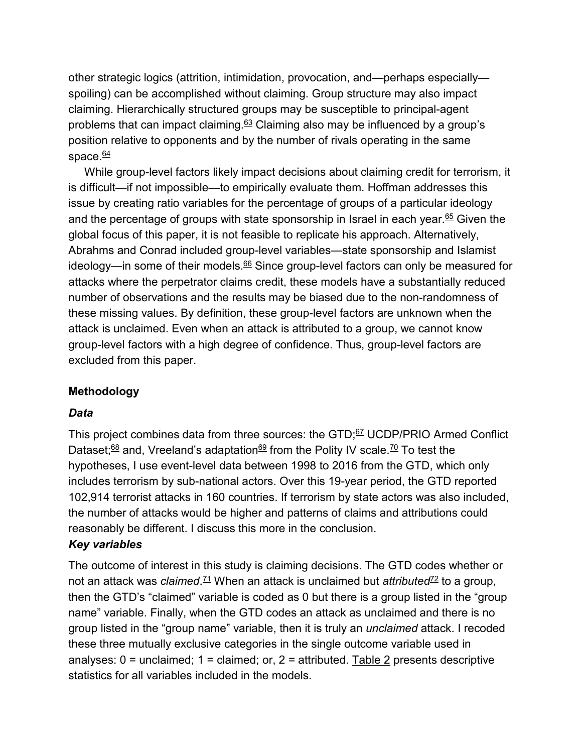other strategic logics (attrition, intimidation, provocation, and—perhaps especially—spoiling) can be accomplished without claiming. Group structure may also impact claiming. Hierarchically structured groups may be susceptible to principal-agent problems that can impact claiming.[63] Claiming also may be influenced by a group's position relative to opponents and by the number of rivals operating in the same space.[64]

While group-level factors likely impact decisions about claiming credit for terrorism, it is difficult—if not impossible—to empirically evaluate them. Hoffman addresses this issue by creating ratio variables for the percentage of groups of a particular ideology and the percentage of groups with state sponsorship in Israel in each year.[65] Given the global focus of this paper, it is not feasible to replicate his approach. Alternatively, Abrahms and Conrad included group-level variables—state sponsorship and Islamist ideology—in some of their models.[66] Since group-level factors can only be measured for attacks where the perpetrator claims credit, these models have a substantially reduced number of observations and the results may be biased due to the non-randomness of these missing values. By definition, these group-level factors are unknown when the attack is unclaimed. Even when an attack is attributed to a group, we cannot know group-level factors with a high degree of confidence. Thus, group-level factors are excluded from this paper.

## Methodology

### *Data*

This project combines data from three sources: the GTD;[67] UCDP/PRIO Armed Conflict Dataset;[68] and, Vreeland's adaptation[69] from the Polity IV scale.[70] To test the hypotheses, I use event-level data between 1998 to 2016 from the GTD, which only includes terrorism by sub-national actors. Over this 19-year period, the GTD reported 102,914 terrorist attacks in 160 countries. If terrorism by state actors was also included, the number of attacks would be higher and patterns of claims and attributions could reasonably be different. I discuss this more in the conclusion.

### *Key variables*

The outcome of interest in this study is claiming decisions. The GTD codes whether or not an attack was *claimed*.[71] When an attack is unclaimed but *attributed*[72] to a group, then the GTD's "claimed" variable is coded as 0 but there is a group listed in the "group name" variable. Finally, when the GTD codes an attack as unclaimed and there is no group listed in the "group name" variable, then it is truly an *unclaimed* attack. I recoded these three mutually exclusive categories in the single outcome variable used in analyses: 0 = unclaimed; 1 = claimed; or, 2 = attributed. Table 2 presents descriptive statistics for all variables included in the models.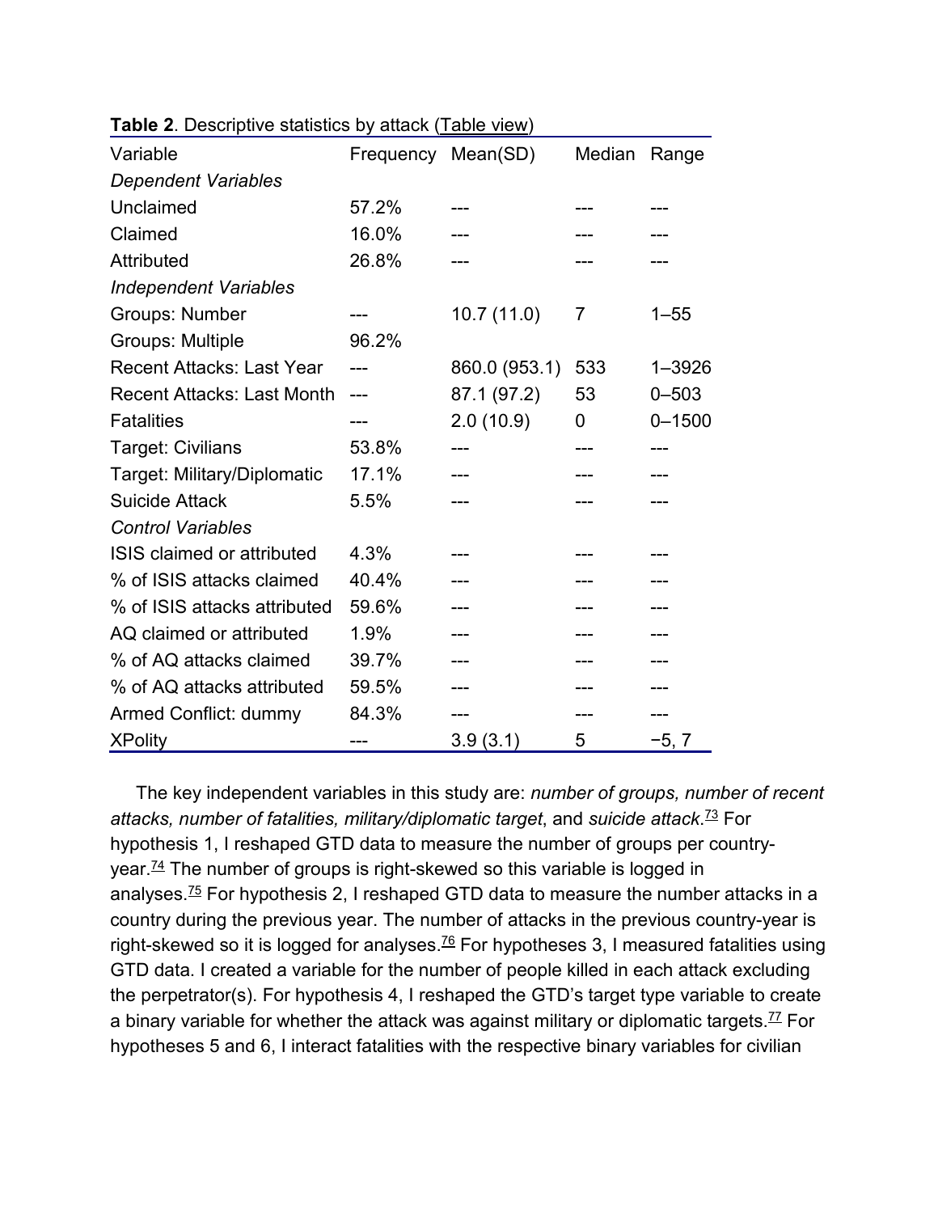**Table 2**. Descriptive statistics by attack (Table view)

| Variable | Frequency | Mean(SD) | Median | Range |
|---|---|---|---|---|
| *Dependent Variables* | | | | |
| Unclaimed | 57.2% | --- | --- | --- |
| Claimed | 16.0% | --- | --- | --- |
| Attributed | 26.8% | --- | --- | --- |
| *Independent Variables* | | | | |
| Groups: Number | --- | 10.7 (11.0) | 7 | 1–55 |
| Groups: Multiple | 96.2% | | | |
| Recent Attacks: Last Year | --- | 860.0 (953.1) | 533 | 1–3926 |
| Recent Attacks: Last Month | --- | 87.1 (97.2) | 53 | 0–503 |
| Fatalities | --- | 2.0 (10.9) | 0 | 0–1500 |
| Target: Civilians | 53.8% | --- | --- | --- |
| Target: Military/Diplomatic | 17.1% | --- | --- | --- |
| Suicide Attack | 5.5% | --- | --- | --- |
| *Control Variables* | | | | |
| ISIS claimed or attributed | 4.3% | --- | --- | --- |
| % of ISIS attacks claimed | 40.4% | --- | --- | --- |
| % of ISIS attacks attributed | 59.6% | --- | --- | --- |
| AQ claimed or attributed | 1.9% | --- | --- | --- |
| % of AQ attacks claimed | 39.7% | --- | --- | --- |
| % of AQ attacks attributed | 59.5% | --- | --- | --- |
| Armed Conflict: dummy | 84.3% | --- | --- | --- |
| XPolity | --- | 3.9 (3.1) | 5 | −5, 7 |

The key independent variables in this study are: *number of groups, number of recent attacks, number of fatalities, military/diplomatic target*, and *suicide attack*.[73] For hypothesis 1, I reshaped GTD data to measure the number of groups per country-year.[74] The number of groups is right-skewed so this variable is logged in analyses.[75] For hypothesis 2, I reshaped GTD data to measure the number attacks in a country during the previous year. The number of attacks in the previous country-year is right-skewed so it is logged for analyses.[76] For hypotheses 3, I measured fatalities using GTD data. I created a variable for the number of people killed in each attack excluding the perpetrator(s). For hypothesis 4, I reshaped the GTD's target type variable to create a binary variable for whether the attack was against military or diplomatic targets.[77] For hypotheses 5 and 6, I interact fatalities with the respective binary variables for civilian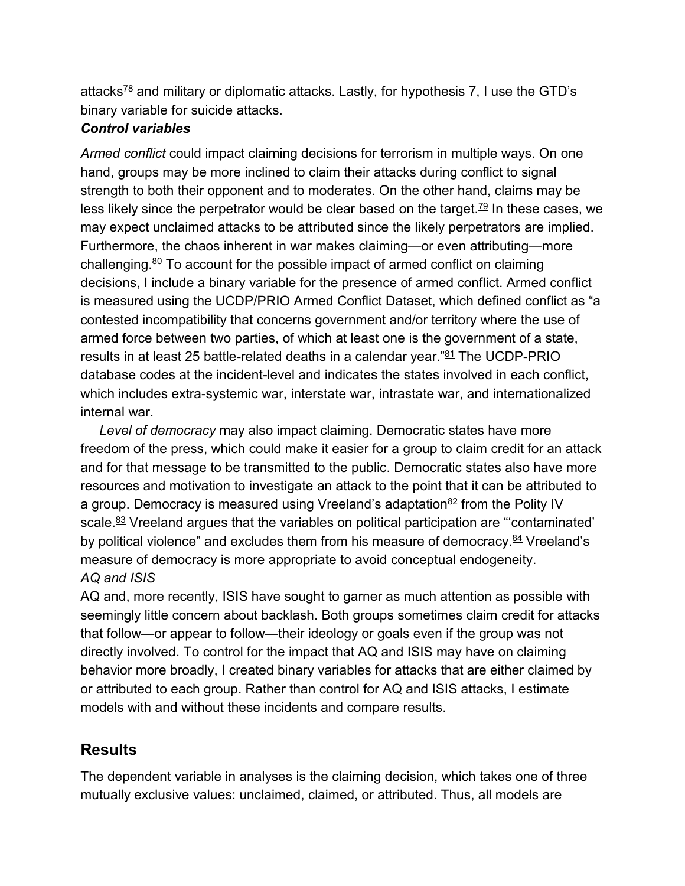attacks[78] and military or diplomatic attacks. Lastly, for hypothesis 7, I use the GTD's binary variable for suicide attacks.

***Control variables***

*Armed conflict* could impact claiming decisions for terrorism in multiple ways. On one hand, groups may be more inclined to claim their attacks during conflict to signal strength to both their opponent and to moderates. On the other hand, claims may be less likely since the perpetrator would be clear based on the target.[79] In these cases, we may expect unclaimed attacks to be attributed since the likely perpetrators are implied. Furthermore, the chaos inherent in war makes claiming—or even attributing—more challenging.[80] To account for the possible impact of armed conflict on claiming decisions, I include a binary variable for the presence of armed conflict. Armed conflict is measured using the UCDP/PRIO Armed Conflict Dataset, which defined conflict as "a contested incompatibility that concerns government and/or territory where the use of armed force between two parties, of which at least one is the government of a state, results in at least 25 battle-related deaths in a calendar year."[81] The UCDP-PRIO database codes at the incident-level and indicates the states involved in each conflict, which includes extra-systemic war, interstate war, intrastate war, and internationalized internal war.

*Level of democracy* may also impact claiming. Democratic states have more freedom of the press, which could make it easier for a group to claim credit for an attack and for that message to be transmitted to the public. Democratic states also have more resources and motivation to investigate an attack to the point that it can be attributed to a group. Democracy is measured using Vreeland's adaptation[82] from the Polity IV scale.[83] Vreeland argues that the variables on political participation are "'contaminated' by political violence" and excludes them from his measure of democracy.[84] Vreeland's measure of democracy is more appropriate to avoid conceptual endogeneity.

*AQ and ISIS*

AQ and, more recently, ISIS have sought to garner as much attention as possible with seemingly little concern about backlash. Both groups sometimes claim credit for attacks that follow—or appear to follow—their ideology or goals even if the group was not directly involved. To control for the impact that AQ and ISIS may have on claiming behavior more broadly, I created binary variables for attacks that are either claimed by or attributed to each group. Rather than control for AQ and ISIS attacks, I estimate models with and without these incidents and compare results.

## Results

The dependent variable in analyses is the claiming decision, which takes one of three mutually exclusive values: unclaimed, claimed, or attributed. Thus, all models are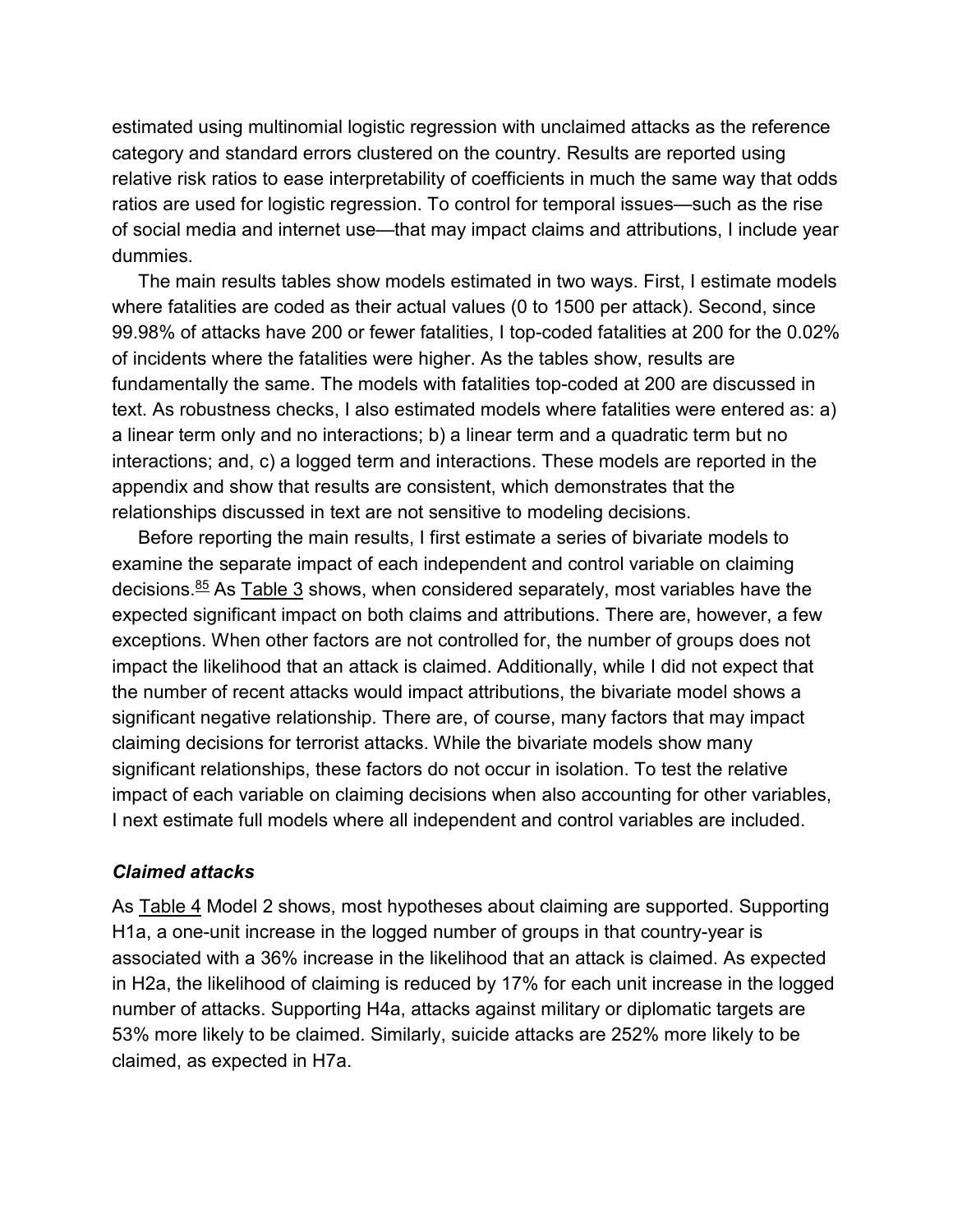estimated using multinomial logistic regression with unclaimed attacks as the reference category and standard errors clustered on the country. Results are reported using relative risk ratios to ease interpretability of coefficients in much the same way that odds ratios are used for logistic regression. To control for temporal issues—such as the rise of social media and internet use—that may impact claims and attributions, I include year dummies.

The main results tables show models estimated in two ways. First, I estimate models where fatalities are coded as their actual values (0 to 1500 per attack). Second, since 99.98% of attacks have 200 or fewer fatalities, I top-coded fatalities at 200 for the 0.02% of incidents where the fatalities were higher. As the tables show, results are fundamentally the same. The models with fatalities top-coded at 200 are discussed in text. As robustness checks, I also estimated models where fatalities were entered as: a) a linear term only and no interactions; b) a linear term and a quadratic term but no interactions; and, c) a logged term and interactions. These models are reported in the appendix and show that results are consistent, which demonstrates that the relationships discussed in text are not sensitive to modeling decisions.

Before reporting the main results, I first estimate a series of bivariate models to examine the separate impact of each independent and control variable on claiming decisions.[85] As Table 3 shows, when considered separately, most variables have the expected significant impact on both claims and attributions. There are, however, a few exceptions. When other factors are not controlled for, the number of groups does not impact the likelihood that an attack is claimed. Additionally, while I did not expect that the number of recent attacks would impact attributions, the bivariate model shows a significant negative relationship. There are, of course, many factors that may impact claiming decisions for terrorist attacks. While the bivariate models show many significant relationships, these factors do not occur in isolation. To test the relative impact of each variable on claiming decisions when also accounting for other variables, I next estimate full models where all independent and control variables are included.

### *Claimed attacks*

As Table 4 Model 2 shows, most hypotheses about claiming are supported. Supporting H1a, a one-unit increase in the logged number of groups in that country-year is associated with a 36% increase in the likelihood that an attack is claimed. As expected in H2a, the likelihood of claiming is reduced by 17% for each unit increase in the logged number of attacks. Supporting H4a, attacks against military or diplomatic targets are 53% more likely to be claimed. Similarly, suicide attacks are 252% more likely to be claimed, as expected in H7a.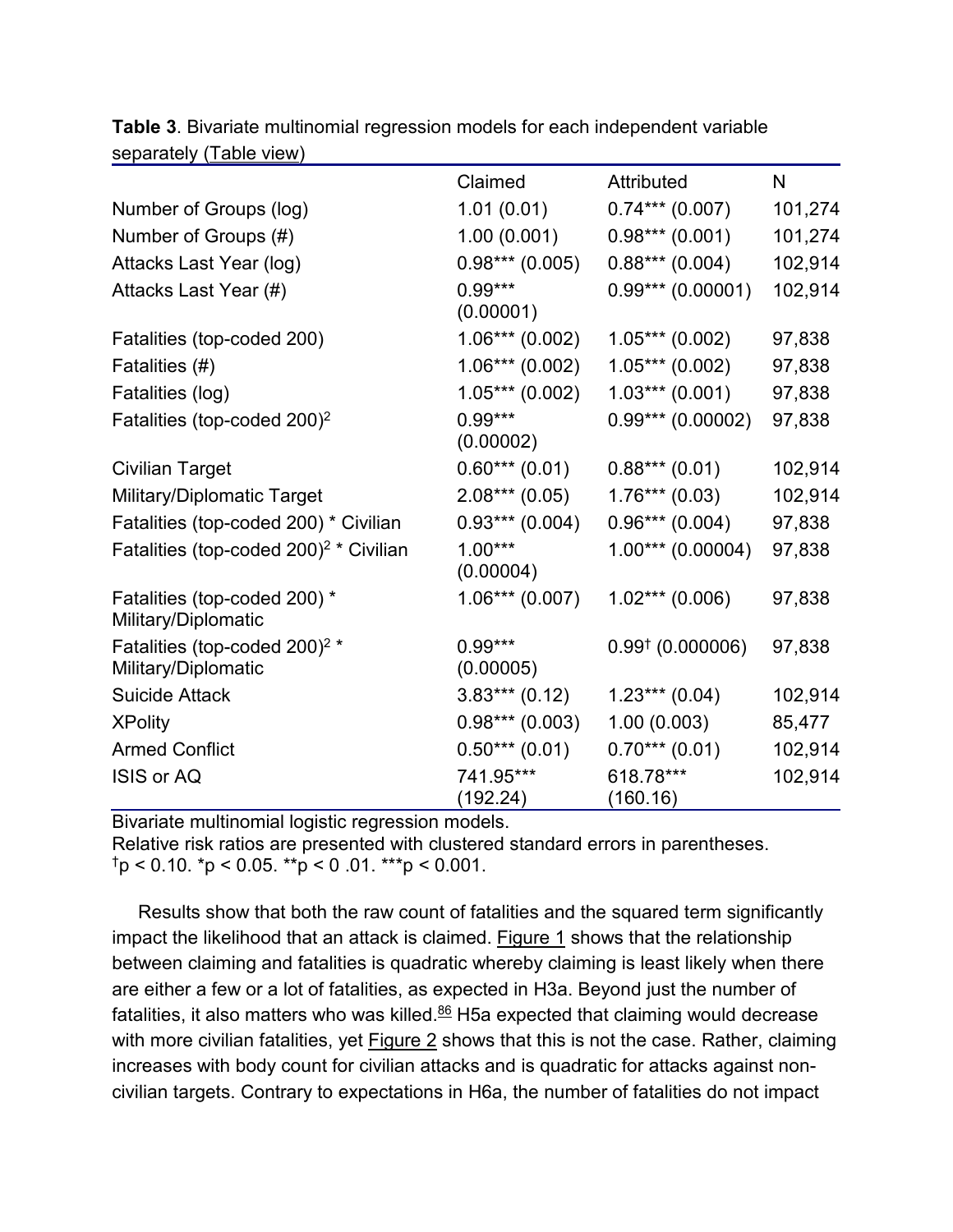**Table 3**. Bivariate multinomial regression models for each independent variable separately (Table view)

| | Claimed | Attributed | N |
|---|---|---|---|
| Number of Groups (log) | 1.01 (0.01) | 0.74*** (0.007) | 101,274 |
| Number of Groups (#) | 1.00 (0.001) | 0.98*** (0.001) | 101,274 |
| Attacks Last Year (log) | 0.98*** (0.005) | 0.88*** (0.004) | 102,914 |
| Attacks Last Year (#) | 0.99*** (0.00001) | 0.99*** (0.00001) | 102,914 |
| Fatalities (top-coded 200) | 1.06*** (0.002) | 1.05*** (0.002) | 97,838 |
| Fatalities (#) | 1.06*** (0.002) | 1.05*** (0.002) | 97,838 |
| Fatalities (log) | 1.05*** (0.002) | 1.03*** (0.001) | 97,838 |
| Fatalities (top-coded 200)$^2$ | 0.99*** (0.00002) | 0.99*** (0.00002) | 97,838 |
| Civilian Target | 0.60*** (0.01) | 0.88*** (0.01) | 102,914 |
| Military/Diplomatic Target | 2.08*** (0.05) | 1.76*** (0.03) | 102,914 |
| Fatalities (top-coded 200) * Civilian | 0.93*** (0.004) | 0.96*** (0.004) | 97,838 |
| Fatalities (top-coded 200)$^2$ * Civilian | 1.00*** (0.00004) | 1.00*** (0.00004) | 97,838 |
| Fatalities (top-coded 200) * Military/Diplomatic | 1.06*** (0.007) | 1.02*** (0.006) | 97,838 |
| Fatalities (top-coded 200)$^2$ * Military/Diplomatic | 0.99*** (0.00005) | 0.99† (0.000006) | 97,838 |
| Suicide Attack | 3.83*** (0.12) | 1.23*** (0.04) | 102,914 |
| XPolity | 0.98*** (0.003) | 1.00 (0.003) | 85,477 |
| Armed Conflict | 0.50*** (0.01) | 0.70*** (0.01) | 102,914 |
| ISIS or AQ | 741.95*** (192.24) | 618.78*** (160.16) | 102,914 |

Bivariate multinomial logistic regression models.
Relative risk ratios are presented with clustered standard errors in parentheses.
†p < 0.10. *p < 0.05. **p < 0 .01. ***p < 0.001.

Results show that both the raw count of fatalities and the squared term significantly impact the likelihood that an attack is claimed. Figure 1 shows that the relationship between claiming and fatalities is quadratic whereby claiming is least likely when there are either a few or a lot of fatalities, as expected in H3a. Beyond just the number of fatalities, it also matters who was killed.[86] H5a expected that claiming would decrease with more civilian fatalities, yet Figure 2 shows that this is not the case. Rather, claiming increases with body count for civilian attacks and is quadratic for attacks against non-civilian targets. Contrary to expectations in H6a, the number of fatalities do not impact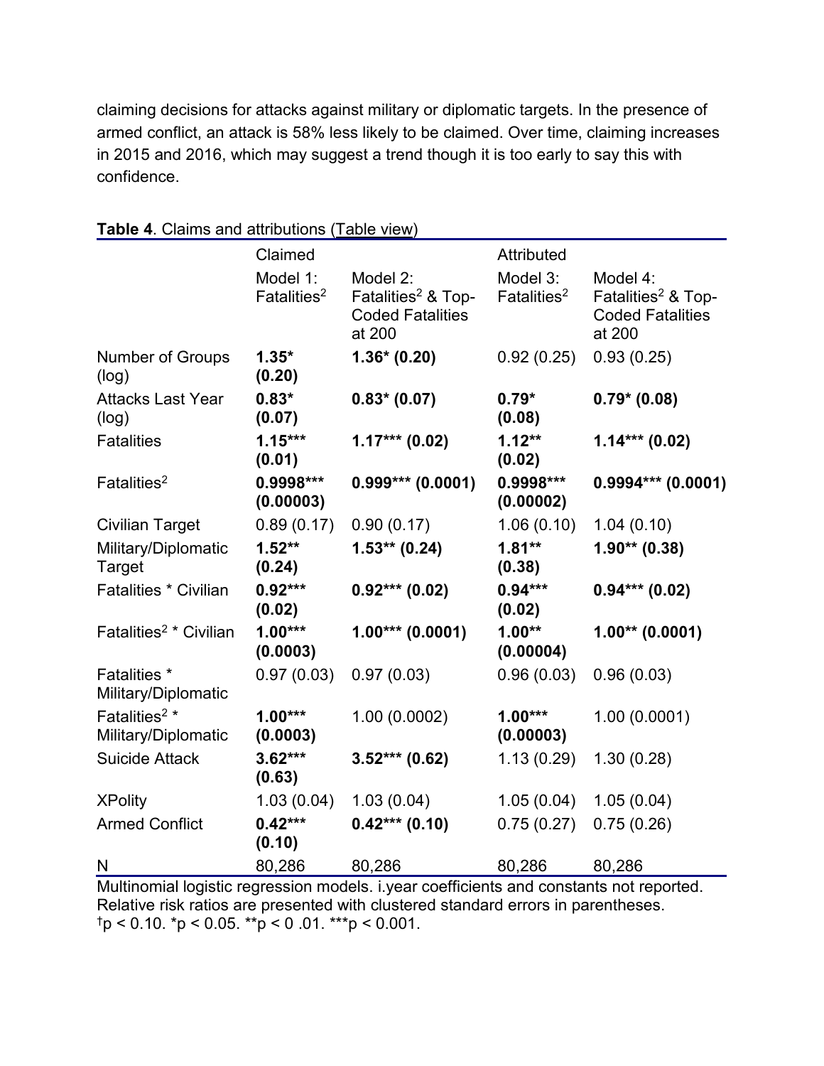claiming decisions for attacks against military or diplomatic targets. In the presence of armed conflict, an attack is 58% less likely to be claimed. Over time, claiming increases in 2015 and 2016, which may suggest a trend though it is too early to say this with confidence.

**Table 4**. Claims and attributions (Table view)

| | Claimed | | Attributed | |
|---|---|---|---|---|
| | Model 1: Fatalities$^2$ | Model 2: Fatalities$^2$ & Top-Coded Fatalities at 200 | Model 3: Fatalities$^2$ | Model 4: Fatalities$^2$ & Top-Coded Fatalities at 200 |
| Number of Groups (log) | **1.35* (0.20)** | **1.36* (0.20)** | 0.92 (0.25) | 0.93 (0.25) |
| Attacks Last Year (log) | **0.83* (0.07)** | **0.83* (0.07)** | **0.79* (0.08)** | **0.79* (0.08)** |
| Fatalities | **1.15*** (0.01)** | **1.17*** (0.02)** | **1.12** (0.02)** | **1.14*** (0.02)** |
| Fatalities$^2$ | **0.9998*** (0.00003)** | **0.999*** (0.0001)** | **0.9998*** (0.00002)** | **0.9994*** (0.0001)** |
| Civilian Target | 0.89 (0.17) | 0.90 (0.17) | 1.06 (0.10) | 1.04 (0.10) |
| Military/Diplomatic Target | **1.52** (0.24)** | **1.53** (0.24)** | **1.81** (0.38)** | **1.90** (0.38)** |
| Fatalities * Civilian | **0.92*** (0.02)** | **0.92*** (0.02)** | **0.94*** (0.02)** | **0.94*** (0.02)** |
| Fatalities$^2$ * Civilian | **1.00*** (0.0003)** | **1.00*** (0.0001)** | **1.00** (0.00004)** | **1.00** (0.0001)** |
| Fatalities * Military/Diplomatic | 0.97 (0.03) | 0.97 (0.03) | 0.96 (0.03) | 0.96 (0.03) |
| Fatalities$^2$ * Military/Diplomatic | **1.00*** (0.0003)** | 1.00 (0.0002) | **1.00*** (0.00003)** | 1.00 (0.0001) |
| Suicide Attack | **3.62*** (0.63)** | **3.52*** (0.62)** | 1.13 (0.29) | 1.30 (0.28) |
| XPolity | 1.03 (0.04) | 1.03 (0.04) | 1.05 (0.04) | 1.05 (0.04) |
| Armed Conflict | **0.42*** (0.10)** | **0.42*** (0.10)** | 0.75 (0.27) | 0.75 (0.26) |
| N | 80,286 | 80,286 | 80,286 | 80,286 |

Multinomial logistic regression models. i.year coefficients and constants not reported. Relative risk ratios are presented with clustered standard errors in parentheses.
$^{\dagger}p < 0.10$. $^{*}p < 0.05$. $^{**}p < 0.01$. $^{***}p < 0.001$.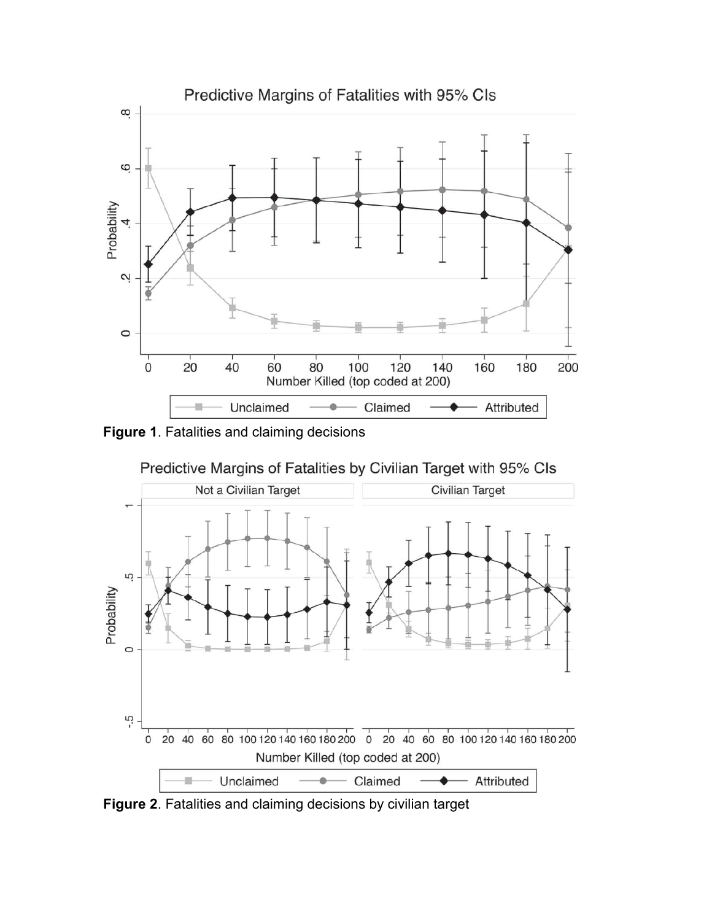**Figure 1**. Fatalities and claiming decisions

**Figure 2**. Fatalities and claiming decisions by civilian target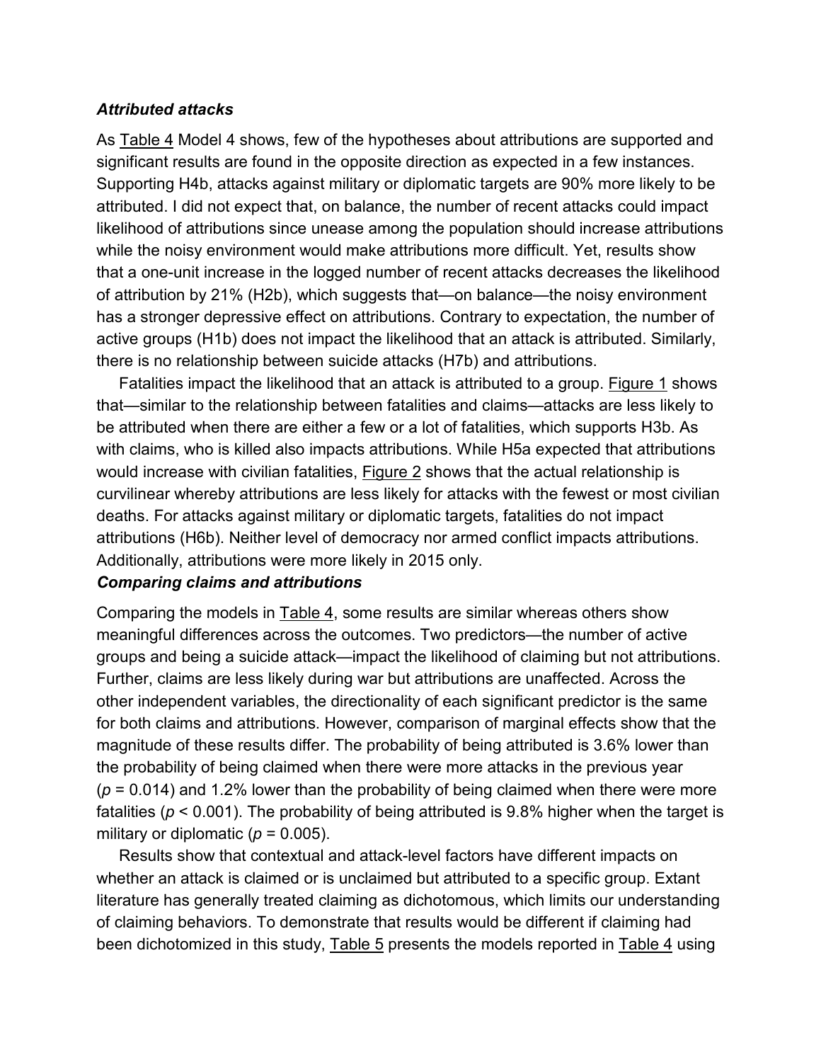### *Attributed attacks*

As Table 4 Model 4 shows, few of the hypotheses about attributions are supported and significant results are found in the opposite direction as expected in a few instances. Supporting H4b, attacks against military or diplomatic targets are 90% more likely to be attributed. I did not expect that, on balance, the number of recent attacks could impact likelihood of attributions since unease among the population should increase attributions while the noisy environment would make attributions more difficult. Yet, results show that a one-unit increase in the logged number of recent attacks decreases the likelihood of attribution by 21% (H2b), which suggests that—on balance—the noisy environment has a stronger depressive effect on attributions. Contrary to expectation, the number of active groups (H1b) does not impact the likelihood that an attack is attributed. Similarly, there is no relationship between suicide attacks (H7b) and attributions.

Fatalities impact the likelihood that an attack is attributed to a group. Figure 1 shows that—similar to the relationship between fatalities and claims—attacks are less likely to be attributed when there are either a few or a lot of fatalities, which supports H3b. As with claims, who is killed also impacts attributions. While H5a expected that attributions would increase with civilian fatalities, Figure 2 shows that the actual relationship is curvilinear whereby attributions are less likely for attacks with the fewest or most civilian deaths. For attacks against military or diplomatic targets, fatalities do not impact attributions (H6b). Neither level of democracy nor armed conflict impacts attributions. Additionally, attributions were more likely in 2015 only.

### *Comparing claims and attributions*

Comparing the models in Table 4, some results are similar whereas others show meaningful differences across the outcomes. Two predictors—the number of active groups and being a suicide attack—impact the likelihood of claiming but not attributions. Further, claims are less likely during war but attributions are unaffected. Across the other independent variables, the directionality of each significant predictor is the same for both claims and attributions. However, comparison of marginal effects show that the magnitude of these results differ. The probability of being attributed is 3.6% lower than the probability of being claimed when there were more attacks in the previous year ($p = 0.014$) and 1.2% lower than the probability of being claimed when there were more fatalities ($p < 0.001$). The probability of being attributed is 9.8% higher when the target is military or diplomatic ($p = 0.005$).

Results show that contextual and attack-level factors have different impacts on whether an attack is claimed or is unclaimed but attributed to a specific group. Extant literature has generally treated claiming as dichotomous, which limits our understanding of claiming behaviors. To demonstrate that results would be different if claiming had been dichotomized in this study, Table 5 presents the models reported in Table 4 using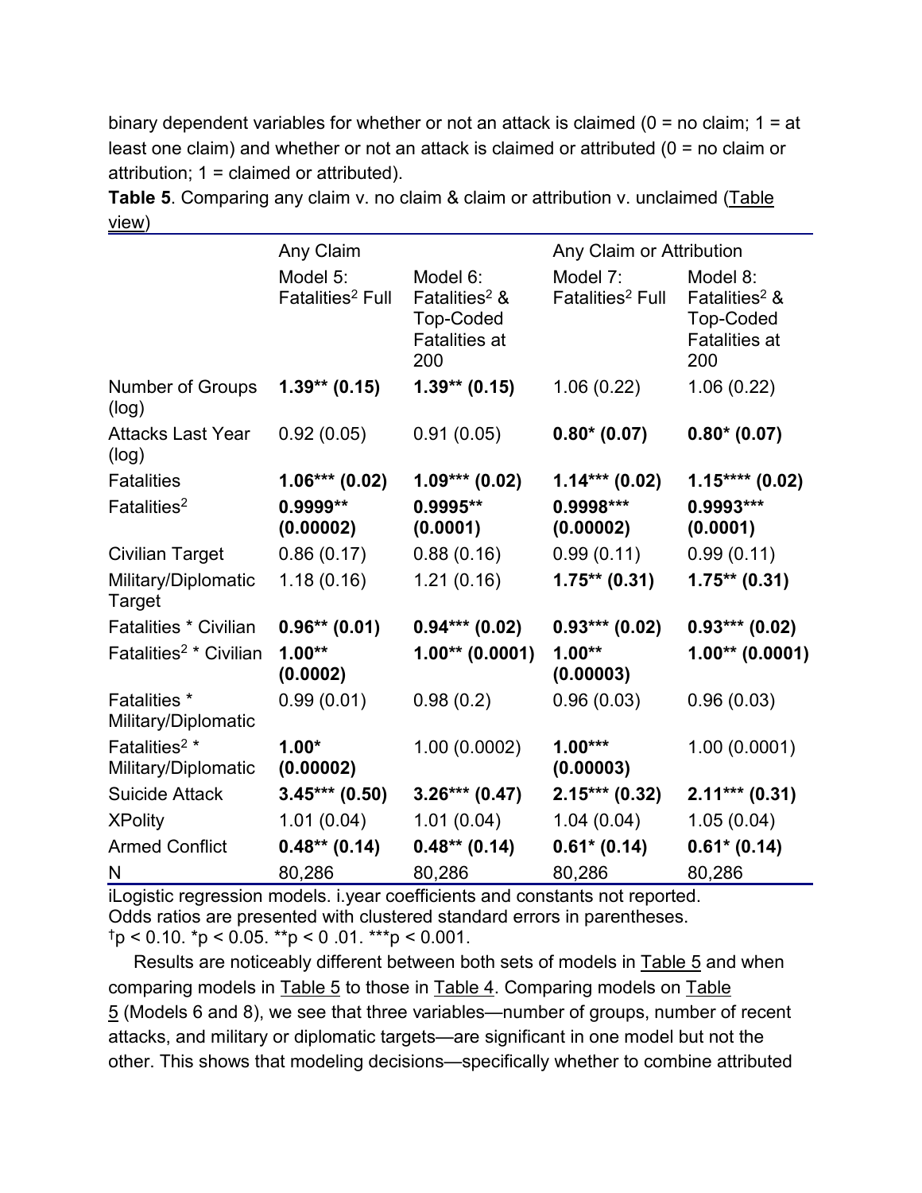binary dependent variables for whether or not an attack is claimed (0 = no claim; 1 = at least one claim) and whether or not an attack is claimed or attributed (0 = no claim or attribution; 1 = claimed or attributed).

**Table 5**. Comparing any claim v. no claim & claim or attribution v. unclaimed (Table view)

| | Any Claim | | Any Claim or Attribution | |
|---|---|---|---|---|
| | Model 5: Fatalities$^2$ Full | Model 6: Fatalities$^2$ & Top-Coded Fatalities at 200 | Model 7: Fatalities$^2$ Full | Model 8: Fatalities$^2$ & Top-Coded Fatalities at 200 |
| Number of Groups (log) | **1.39** (0.15)** | **1.39** (0.15)** | 1.06 (0.22) | 1.06 (0.22) |
| Attacks Last Year (log) | 0.92 (0.05) | 0.91 (0.05) | **0.80* (0.07)** | **0.80* (0.07)** |
| Fatalities | **1.06*** (0.02)** | **1.09*** (0.02)** | **1.14*** (0.02)** | **1.15**** (0.02)** |
| Fatalities$^2$ | **0.9999** (0.00002)** | **0.9995** (0.0001)** | **0.9998*** (0.00002)** | **0.9993*** (0.0001)** |
| Civilian Target | 0.86 (0.17) | 0.88 (0.16) | 0.99 (0.11) | 0.99 (0.11) |
| Military/Diplomatic Target | 1.18 (0.16) | 1.21 (0.16) | **1.75** (0.31)** | **1.75** (0.31)** |
| Fatalities * Civilian | **0.96** (0.01)** | **0.94*** (0.02)** | **0.93*** (0.02)** | **0.93*** (0.02)** |
| Fatalities$^2$ * Civilian | **1.00** (0.0002)** | **1.00** (0.0001)** | **1.00** (0.00003)** | **1.00** (0.0001)** |
| Fatalities * Military/Diplomatic | 0.99 (0.01) | 0.98 (0.2) | 0.96 (0.03) | 0.96 (0.03) |
| Fatalities$^2$ * Military/Diplomatic | **1.00* (0.00002)** | 1.00 (0.0002) | **1.00*** (0.00003)** | 1.00 (0.0001) |
| Suicide Attack | **3.45*** (0.50)** | **3.26*** (0.47)** | **2.15*** (0.32)** | **2.11*** (0.31)** |
| XPolity | 1.01 (0.04) | 1.01 (0.04) | 1.04 (0.04) | 1.05 (0.04) |
| Armed Conflict | **0.48** (0.14)** | **0.48** (0.14)** | **0.61* (0.14)** | **0.61* (0.14)** |
| N | 80,286 | 80,286 | 80,286 | 80,286 |

iLogistic regression models. i.year coefficients and constants not reported.
Odds ratios are presented with clustered standard errors in parentheses.
$^{\dagger}p < 0.10$. $^{*}p < 0.05$. $^{**}p < 0.01$. $^{***}p < 0.001$.

Results are noticeably different between both sets of models in Table 5 and when comparing models in Table 5 to those in Table 4. Comparing models on Table 5 (Models 6 and 8), we see that three variables—number of groups, number of recent attacks, and military or diplomatic targets—are significant in one model but not the other. This shows that modeling decisions—specifically whether to combine attributed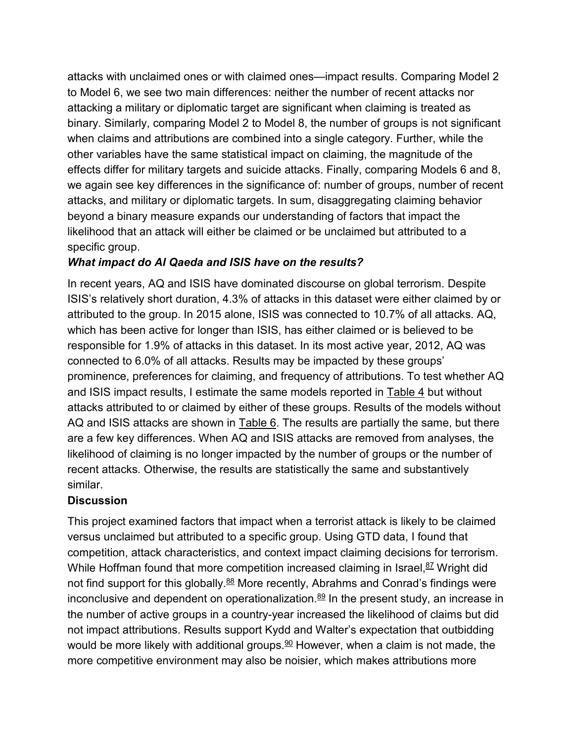attacks with unclaimed ones or with claimed ones—impact results. Comparing Model 2 to Model 6, we see two main differences: neither the number of recent attacks nor attacking a military or diplomatic target are significant when claiming is treated as binary. Similarly, comparing Model 2 to Model 8, the number of groups is not significant when claims and attributions are combined into a single category. Further, while the other variables have the same statistical impact on claiming, the magnitude of the effects differ for military targets and suicide attacks. Finally, comparing Models 6 and 8, we again see key differences in the significance of: number of groups, number of recent attacks, and military or diplomatic targets. In sum, disaggregating claiming behavior beyond a binary measure expands our understanding of factors that impact the likelihood that an attack will either be claimed or be unclaimed but attributed to a specific group.

### *What impact do Al Qaeda and ISIS have on the results?*

In recent years, AQ and ISIS have dominated discourse on global terrorism. Despite ISIS's relatively short duration, 4.3% of attacks in this dataset were either claimed by or attributed to the group. In 2015 alone, ISIS was connected to 10.7% of all attacks. AQ, which has been active for longer than ISIS, has either claimed or is believed to be responsible for 1.9% of attacks in this dataset. In its most active year, 2012, AQ was connected to 6.0% of all attacks. Results may be impacted by these groups' prominence, preferences for claiming, and frequency of attributions. To test whether AQ and ISIS impact results, I estimate the same models reported in Table 4 but without attacks attributed to or claimed by either of these groups. Results of the models without AQ and ISIS attacks are shown in Table 6. The results are partially the same, but there are a few key differences. When AQ and ISIS attacks are removed from analyses, the likelihood of claiming is no longer impacted by the number of groups or the number of recent attacks. Otherwise, the results are statistically the same and substantively similar.

## Discussion

This project examined factors that impact when a terrorist attack is likely to be claimed versus unclaimed but attributed to a specific group. Using GTD data, I found that competition, attack characteristics, and context impact claiming decisions for terrorism. While Hoffman found that more competition increased claiming in Israel,[87] Wright did not find support for this globally.[88] More recently, Abrahms and Conrad's findings were inconclusive and dependent on operationalization.[89] In the present study, an increase in the number of active groups in a country-year increased the likelihood of claims but did not impact attributions. Results support Kydd and Walter's expectation that outbidding would be more likely with additional groups.[90] However, when a claim is not made, the more competitive environment may also be noisier, which makes attributions more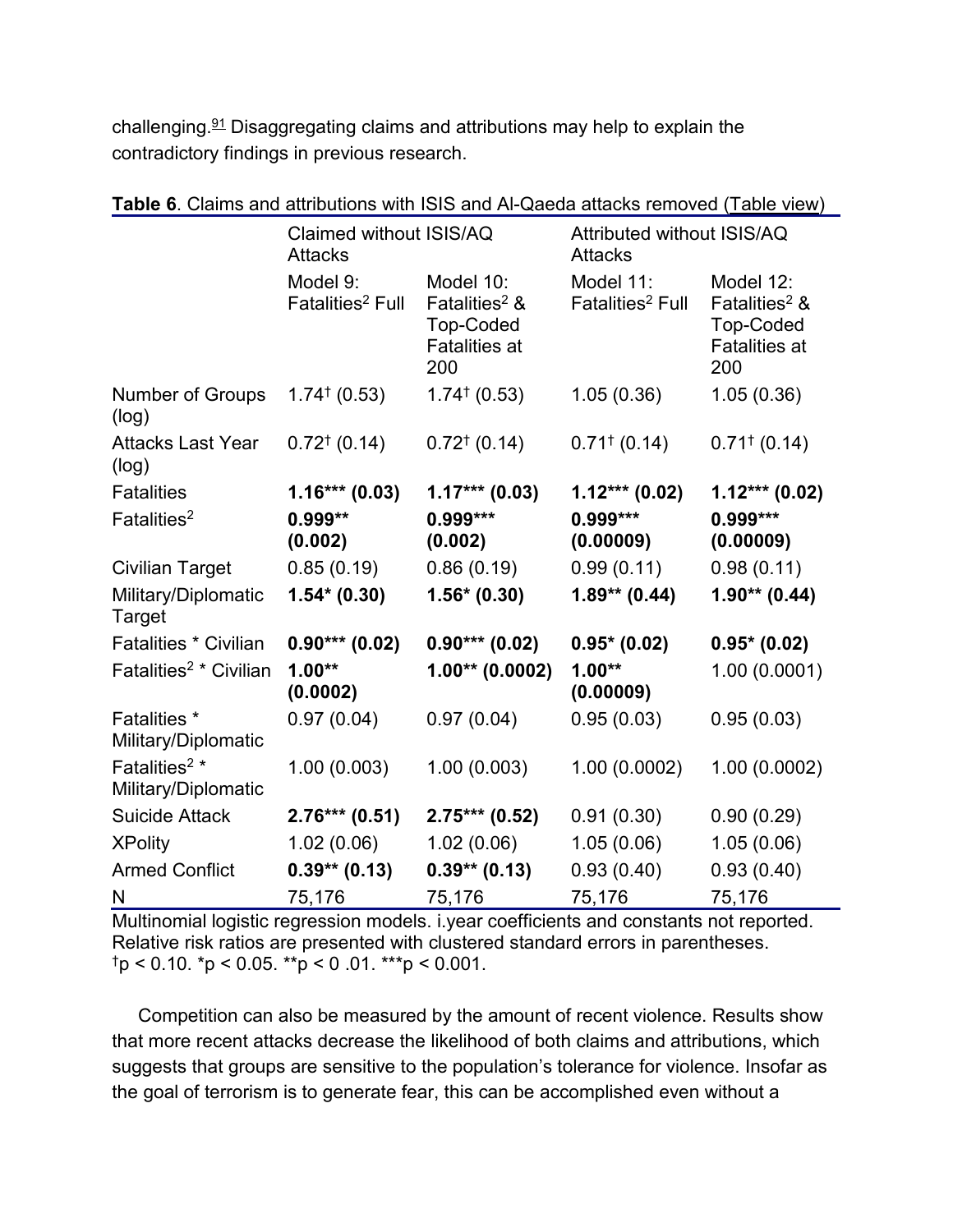challenging.[91] Disaggregating claims and attributions may help to explain the contradictory findings in previous research.

**Table 6**. Claims and attributions with ISIS and Al-Qaeda attacks removed (Table view)

| | Claimed without ISIS/AQ Attacks | | Attributed without ISIS/AQ Attacks | |
|---|---|---|---|---|
| | Model 9: Fatalities$^2$ Full | Model 10: Fatalities$^2$ & Top-Coded Fatalities at 200 | Model 11: Fatalities$^2$ Full | Model 12: Fatalities$^2$ & Top-Coded Fatalities at 200 |
| Number of Groups (log) | 1.74† (0.53) | 1.74† (0.53) | 1.05 (0.36) | 1.05 (0.36) |
| Attacks Last Year (log) | 0.72† (0.14) | 0.72† (0.14) | 0.71† (0.14) | 0.71† (0.14) |
| Fatalities | **1.16*** (0.03)** | **1.17*** (0.03)** | **1.12*** (0.02)** | **1.12*** (0.02)** |
| Fatalities$^2$ | **0.999** (0.002)** | **0.999*** (0.002)** | **0.999*** (0.00009)** | **0.999*** (0.00009)** |
| Civilian Target | 0.85 (0.19) | 0.86 (0.19) | 0.99 (0.11) | 0.98 (0.11) |
| Military/Diplomatic Target | **1.54* (0.30)** | **1.56* (0.30)** | **1.89** (0.44)** | **1.90** (0.44)** |
| Fatalities * Civilian | **0.90*** (0.02)** | **0.90*** (0.02)** | **0.95* (0.02)** | **0.95* (0.02)** |
| Fatalities$^2$ * Civilian | **1.00** (0.0002)** | **1.00** (0.0002)** | **1.00** (0.00009)** | 1.00 (0.0001) |
| Fatalities * Military/Diplomatic | 0.97 (0.04) | 0.97 (0.04) | 0.95 (0.03) | 0.95 (0.03) |
| Fatalities$^2$ * Military/Diplomatic | 1.00 (0.003) | 1.00 (0.003) | 1.00 (0.0002) | 1.00 (0.0002) |
| Suicide Attack | **2.76*** (0.51)** | **2.75*** (0.52)** | 0.91 (0.30) | 0.90 (0.29) |
| XPolity | 1.02 (0.06) | 1.02 (0.06) | 1.05 (0.06) | 1.05 (0.06) |
| Armed Conflict | **0.39** (0.13)** | **0.39** (0.13)** | 0.93 (0.40) | 0.93 (0.40) |
| N | 75,176 | 75,176 | 75,176 | 75,176 |

Multinomial logistic regression models. i.year coefficients and constants not reported. Relative risk ratios are presented with clustered standard errors in parentheses.
†$p < 0.10$. *$p < 0.05$. **$p < 0.01$. ***$p < 0.001$.

Competition can also be measured by the amount of recent violence. Results show that more recent attacks decrease the likelihood of both claims and attributions, which suggests that groups are sensitive to the population's tolerance for violence. Insofar as the goal of terrorism is to generate fear, this can be accomplished even without a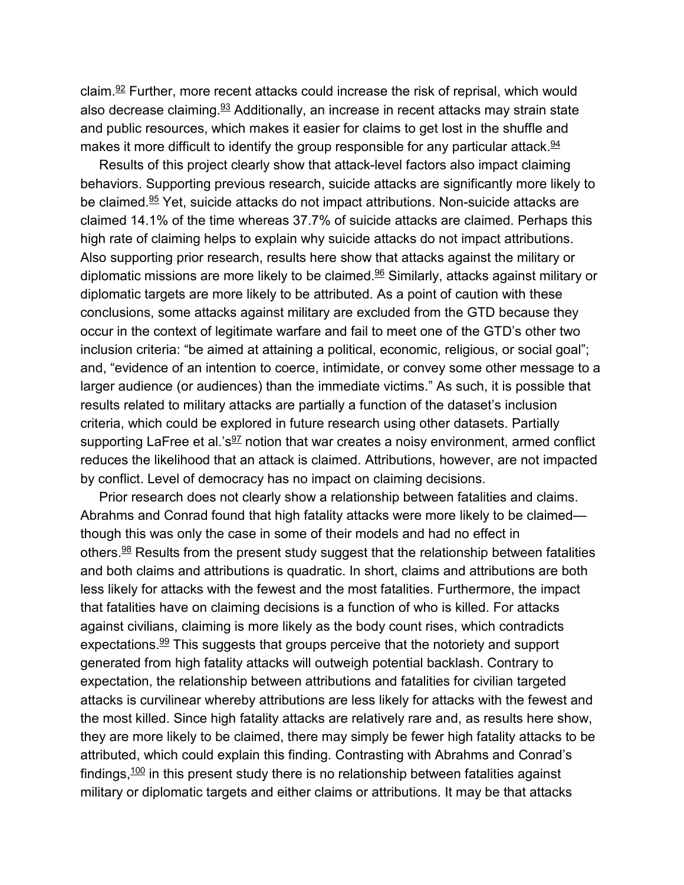claim.[92] Further, more recent attacks could increase the risk of reprisal, which would also decrease claiming.[93] Additionally, an increase in recent attacks may strain state and public resources, which makes it easier for claims to get lost in the shuffle and makes it more difficult to identify the group responsible for any particular attack.[94]

Results of this project clearly show that attack-level factors also impact claiming behaviors. Supporting previous research, suicide attacks are significantly more likely to be claimed.[95] Yet, suicide attacks do not impact attributions. Non-suicide attacks are claimed 14.1% of the time whereas 37.7% of suicide attacks are claimed. Perhaps this high rate of claiming helps to explain why suicide attacks do not impact attributions. Also supporting prior research, results here show that attacks against the military or diplomatic missions are more likely to be claimed.[96] Similarly, attacks against military or diplomatic targets are more likely to be attributed. As a point of caution with these conclusions, some attacks against military are excluded from the GTD because they occur in the context of legitimate warfare and fail to meet one of the GTD's other two inclusion criteria: "be aimed at attaining a political, economic, religious, or social goal"; and, "evidence of an intention to coerce, intimidate, or convey some other message to a larger audience (or audiences) than the immediate victims." As such, it is possible that results related to military attacks are partially a function of the dataset's inclusion criteria, which could be explored in future research using other datasets. Partially supporting LaFree et al.'s[97] notion that war creates a noisy environment, armed conflict reduces the likelihood that an attack is claimed. Attributions, however, are not impacted by conflict. Level of democracy has no impact on claiming decisions.

Prior research does not clearly show a relationship between fatalities and claims. Abrahms and Conrad found that high fatality attacks were more likely to be claimed—though this was only the case in some of their models and had no effect in others.[98] Results from the present study suggest that the relationship between fatalities and both claims and attributions is quadratic. In short, claims and attributions are both less likely for attacks with the fewest and the most fatalities. Furthermore, the impact that fatalities have on claiming decisions is a function of who is killed. For attacks against civilians, claiming is more likely as the body count rises, which contradicts expectations.[99] This suggests that groups perceive that the notoriety and support generated from high fatality attacks will outweigh potential backlash. Contrary to expectation, the relationship between attributions and fatalities for civilian targeted attacks is curvilinear whereby attributions are less likely for attacks with the fewest and the most killed. Since high fatality attacks are relatively rare and, as results here show, they are more likely to be claimed, there may simply be fewer high fatality attacks to be attributed, which could explain this finding. Contrasting with Abrahms and Conrad's findings,[100] in this present study there is no relationship between fatalities against military or diplomatic targets and either claims or attributions. It may be that attacks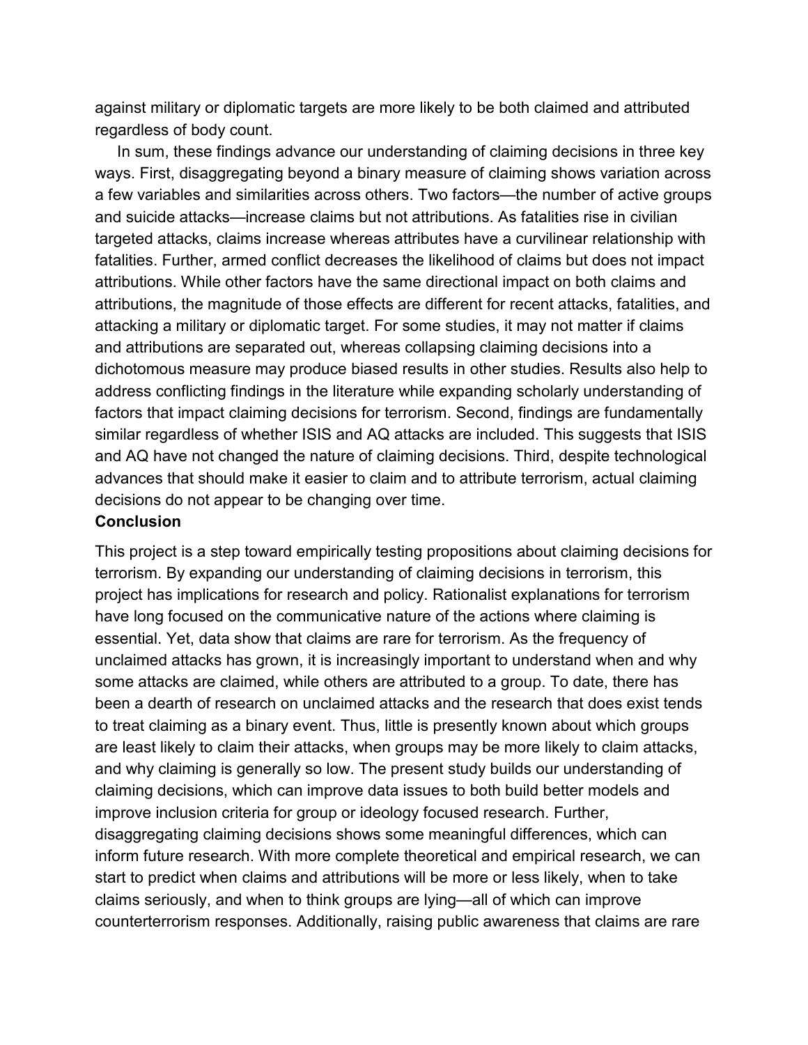against military or diplomatic targets are more likely to be both claimed and attributed regardless of body count.

In sum, these findings advance our understanding of claiming decisions in three key ways. First, disaggregating beyond a binary measure of claiming shows variation across a few variables and similarities across others. Two factors—the number of active groups and suicide attacks—increase claims but not attributions. As fatalities rise in civilian targeted attacks, claims increase whereas attributes have a curvilinear relationship with fatalities. Further, armed conflict decreases the likelihood of claims but does not impact attributions. While other factors have the same directional impact on both claims and attributions, the magnitude of those effects are different for recent attacks, fatalities, and attacking a military or diplomatic target. For some studies, it may not matter if claims and attributions are separated out, whereas collapsing claiming decisions into a dichotomous measure may produce biased results in other studies. Results also help to address conflicting findings in the literature while expanding scholarly understanding of factors that impact claiming decisions for terrorism. Second, findings are fundamentally similar regardless of whether ISIS and AQ attacks are included. This suggests that ISIS and AQ have not changed the nature of claiming decisions. Third, despite technological advances that should make it easier to claim and to attribute terrorism, actual claiming decisions do not appear to be changing over time.

**Conclusion**

This project is a step toward empirically testing propositions about claiming decisions for terrorism. By expanding our understanding of claiming decisions in terrorism, this project has implications for research and policy. Rationalist explanations for terrorism have long focused on the communicative nature of the actions where claiming is essential. Yet, data show that claims are rare for terrorism. As the frequency of unclaimed attacks has grown, it is increasingly important to understand when and why some attacks are claimed, while others are attributed to a group. To date, there has been a dearth of research on unclaimed attacks and the research that does exist tends to treat claiming as a binary event. Thus, little is presently known about which groups are least likely to claim their attacks, when groups may be more likely to claim attacks, and why claiming is generally so low. The present study builds our understanding of claiming decisions, which can improve data issues to both build better models and improve inclusion criteria for group or ideology focused research. Further, disaggregating claiming decisions shows some meaningful differences, which can inform future research. With more complete theoretical and empirical research, we can start to predict when claims and attributions will be more or less likely, when to take claims seriously, and when to think groups are lying—all of which can improve counterterrorism responses. Additionally, raising public awareness that claims are rare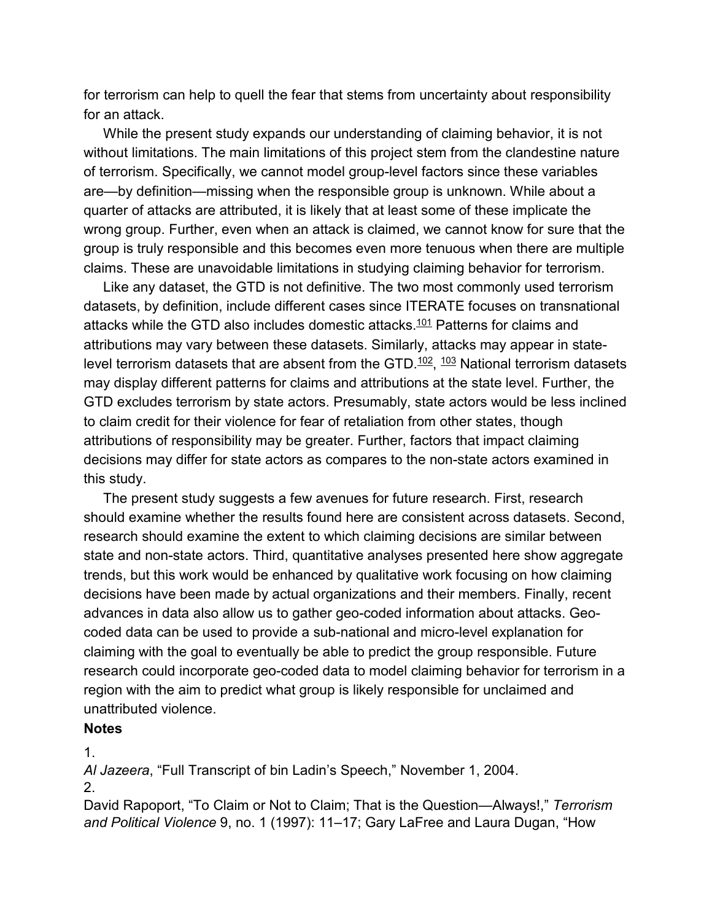for terrorism can help to quell the fear that stems from uncertainty about responsibility for an attack.

While the present study expands our understanding of claiming behavior, it is not without limitations. The main limitations of this project stem from the clandestine nature of terrorism. Specifically, we cannot model group-level factors since these variables are—by definition—missing when the responsible group is unknown. While about a quarter of attacks are attributed, it is likely that at least some of these implicate the wrong group. Further, even when an attack is claimed, we cannot know for sure that the group is truly responsible and this becomes even more tenuous when there are multiple claims. These are unavoidable limitations in studying claiming behavior for terrorism.

Like any dataset, the GTD is not definitive. The two most commonly used terrorism datasets, by definition, include different cases since ITERATE focuses on transnational attacks while the GTD also includes domestic attacks.[101] Patterns for claims and attributions may vary between these datasets. Similarly, attacks may appear in state-level terrorism datasets that are absent from the GTD.[102], [103] National terrorism datasets may display different patterns for claims and attributions at the state level. Further, the GTD excludes terrorism by state actors. Presumably, state actors would be less inclined to claim credit for their violence for fear of retaliation from other states, though attributions of responsibility may be greater. Further, factors that impact claiming decisions may differ for state actors as compares to the non-state actors examined in this study.

The present study suggests a few avenues for future research. First, research should examine whether the results found here are consistent across datasets. Second, research should examine the extent to which claiming decisions are similar between state and non-state actors. Third, quantitative analyses presented here show aggregate trends, but this work would be enhanced by qualitative work focusing on how claiming decisions have been made by actual organizations and their members. Finally, recent advances in data also allow us to gather geo-coded information about attacks. Geo-coded data can be used to provide a sub-national and micro-level explanation for claiming with the goal to eventually be able to predict the group responsible. Future research could incorporate geo-coded data to model claiming behavior for terrorism in a region with the aim to predict what group is likely responsible for unclaimed and unattributed violence.

**Notes**

1.
*Al Jazeera*, "Full Transcript of bin Ladin's Speech," November 1, 2004.

2.
David Rapoport, "To Claim or Not to Claim; That is the Question—Always!," *Terrorism and Political Violence* 9, no. 1 (1997): 11–17; Gary LaFree and Laura Dugan, "How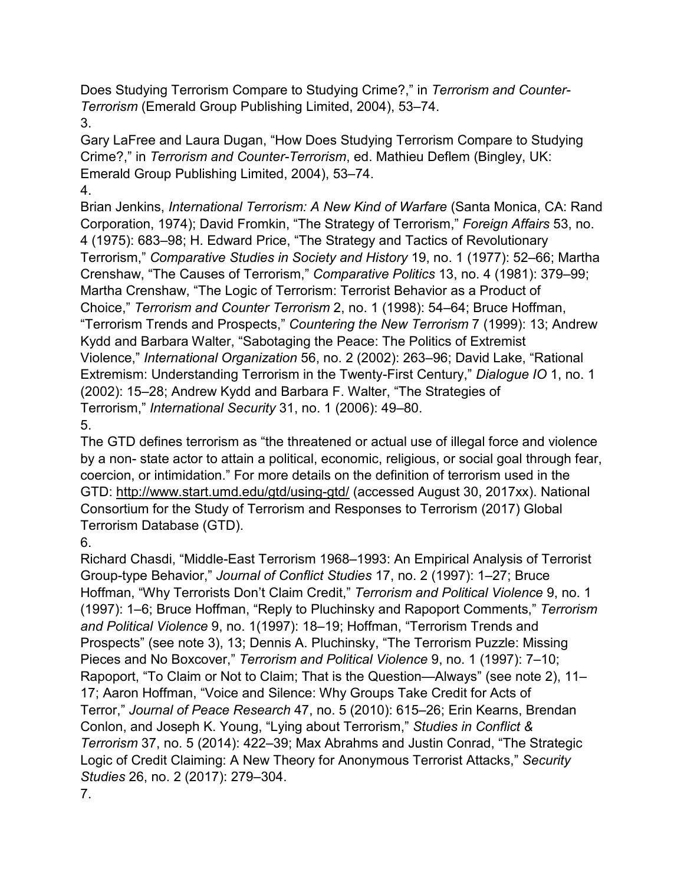Does Studying Terrorism Compare to Studying Crime?," in *Terrorism and Counter-Terrorism* (Emerald Group Publishing Limited, 2004), 53–74.

3.

Gary LaFree and Laura Dugan, "How Does Studying Terrorism Compare to Studying Crime?," in *Terrorism and Counter-Terrorism*, ed. Mathieu Deflem (Bingley, UK: Emerald Group Publishing Limited, 2004), 53–74.

4.

Brian Jenkins, *International Terrorism: A New Kind of Warfare* (Santa Monica, CA: Rand Corporation, 1974); David Fromkin, "The Strategy of Terrorism," *Foreign Affairs* 53, no. 4 (1975): 683–98; H. Edward Price, "The Strategy and Tactics of Revolutionary Terrorism," *Comparative Studies in Society and History* 19, no. 1 (1977): 52–66; Martha Crenshaw, "The Causes of Terrorism," *Comparative Politics* 13, no. 4 (1981): 379–99; Martha Crenshaw, "The Logic of Terrorism: Terrorist Behavior as a Product of Choice," *Terrorism and Counter Terrorism* 2, no. 1 (1998): 54–64; Bruce Hoffman, "Terrorism Trends and Prospects," *Countering the New Terrorism* 7 (1999): 13; Andrew Kydd and Barbara Walter, "Sabotaging the Peace: The Politics of Extremist Violence," *International Organization* 56, no. 2 (2002): 263–96; David Lake, "Rational Extremism: Understanding Terrorism in the Twenty-First Century," *Dialogue IO* 1, no. 1 (2002): 15–28; Andrew Kydd and Barbara F. Walter, "The Strategies of Terrorism," *International Security* 31, no. 1 (2006): 49–80.

5.

The GTD defines terrorism as "the threatened or actual use of illegal force and violence by a non- state actor to attain a political, economic, religious, or social goal through fear, coercion, or intimidation." For more details on the definition of terrorism used in the GTD: http://www.start.umd.edu/gtd/using-gtd/ (accessed August 30, 2017xx). National Consortium for the Study of Terrorism and Responses to Terrorism (2017) Global Terrorism Database (GTD).

6.

Richard Chasdi, "Middle-East Terrorism 1968–1993: An Empirical Analysis of Terrorist Group-type Behavior," *Journal of Conflict Studies* 17, no. 2 (1997): 1–27; Bruce Hoffman, "Why Terrorists Don't Claim Credit," *Terrorism and Political Violence* 9, no. 1 (1997): 1–6; Bruce Hoffman, "Reply to Pluchinsky and Rapoport Comments," *Terrorism and Political Violence* 9, no. 1(1997): 18–19; Hoffman, "Terrorism Trends and Prospects" (see note 3), 13; Dennis A. Pluchinsky, "The Terrorism Puzzle: Missing Pieces and No Boxcover," *Terrorism and Political Violence* 9, no. 1 (1997): 7–10; Rapoport, "To Claim or Not to Claim; That is the Question—Always" (see note 2), 11–17; Aaron Hoffman, "Voice and Silence: Why Groups Take Credit for Acts of Terror," *Journal of Peace Research* 47, no. 5 (2010): 615–26; Erin Kearns, Brendan Conlon, and Joseph K. Young, "Lying about Terrorism," *Studies in Conflict & Terrorism* 37, no. 5 (2014): 422–39; Max Abrahms and Justin Conrad, "The Strategic Logic of Credit Claiming: A New Theory for Anonymous Terrorist Attacks," *Security Studies* 26, no. 2 (2017): 279–304.

7.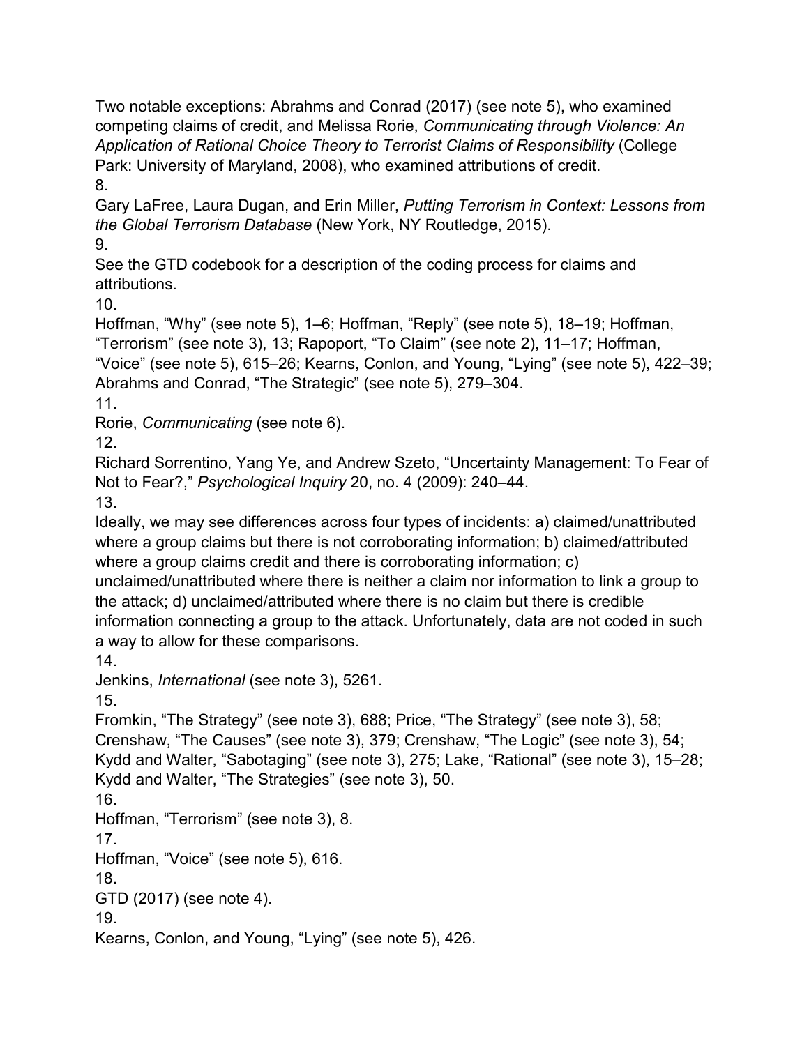Two notable exceptions: Abrahms and Conrad (2017) (see note 5), who examined competing claims of credit, and Melissa Rorie, *Communicating through Violence: An Application of Rational Choice Theory to Terrorist Claims of Responsibility* (College Park: University of Maryland, 2008), who examined attributions of credit.

8.

Gary LaFree, Laura Dugan, and Erin Miller, *Putting Terrorism in Context: Lessons from the Global Terrorism Database* (New York, NY Routledge, 2015).

9.

See the GTD codebook for a description of the coding process for claims and attributions.

10.

Hoffman, “Why” (see note 5), 1–6; Hoffman, “Reply” (see note 5), 18–19; Hoffman, “Terrorism” (see note 3), 13; Rapoport, “To Claim” (see note 2), 11–17; Hoffman, “Voice” (see note 5), 615–26; Kearns, Conlon, and Young, “Lying” (see note 5), 422–39; Abrahms and Conrad, “The Strategic” (see note 5), 279–304.

11.

Rorie, *Communicating* (see note 6).

12.

Richard Sorrentino, Yang Ye, and Andrew Szeto, “Uncertainty Management: To Fear of Not to Fear?,” *Psychological Inquiry* 20, no. 4 (2009): 240–44.

13.

Ideally, we may see differences across four types of incidents: a) claimed/unattributed where a group claims but there is not corroborating information; b) claimed/attributed where a group claims credit and there is corroborating information; c) unclaimed/unattributed where there is neither a claim nor information to link a group to the attack; d) unclaimed/attributed where there is no claim but there is credible information connecting a group to the attack. Unfortunately, data are not coded in such a way to allow for these comparisons.

14.

Jenkins, *International* (see note 3), 5261.

15.

Fromkin, “The Strategy” (see note 3), 688; Price, “The Strategy” (see note 3), 58; Crenshaw, “The Causes” (see note 3), 379; Crenshaw, “The Logic” (see note 3), 54; Kydd and Walter, “Sabotaging” (see note 3), 275; Lake, “Rational” (see note 3), 15–28; Kydd and Walter, “The Strategies” (see note 3), 50.

16.

Hoffman, “Terrorism” (see note 3), 8.

17.

Hoffman, “Voice” (see note 5), 616.

18.

GTD (2017) (see note 4).

19.

Kearns, Conlon, and Young, “Lying” (see note 5), 426.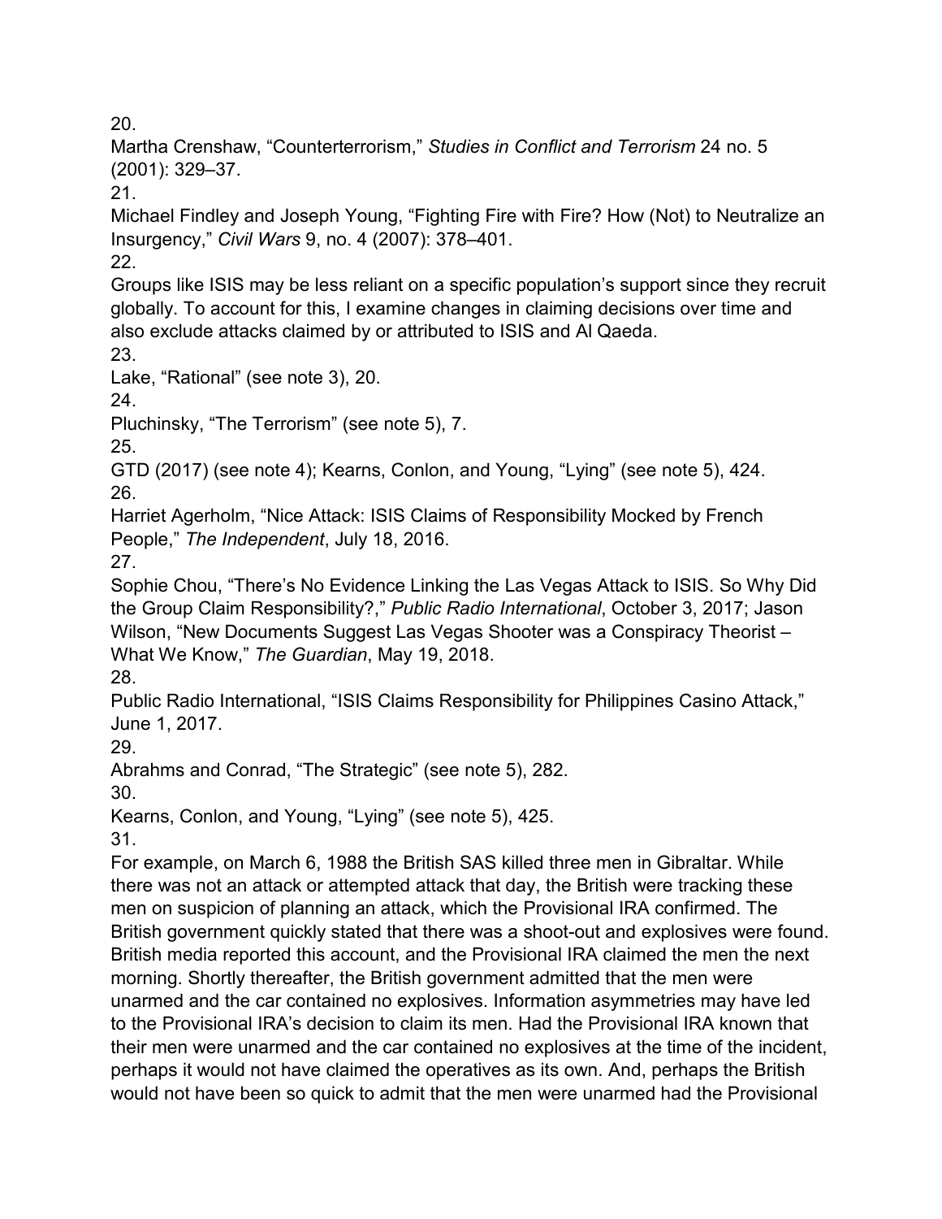20.

Martha Crenshaw, “Counterterrorism,” *Studies in Conflict and Terrorism* 24 no. 5 (2001): 329–37.

21.

Michael Findley and Joseph Young, “Fighting Fire with Fire? How (Not) to Neutralize an Insurgency,” *Civil Wars* 9, no. 4 (2007): 378–401.

22.

Groups like ISIS may be less reliant on a specific population’s support since they recruit globally. To account for this, I examine changes in claiming decisions over time and also exclude attacks claimed by or attributed to ISIS and Al Qaeda.

23.

Lake, “Rational” (see note 3), 20.

24.

Pluchinsky, “The Terrorism” (see note 5), 7.

25.

GTD (2017) (see note 4); Kearns, Conlon, and Young, “Lying” (see note 5), 424.

26.

Harriet Agerholm, “Nice Attack: ISIS Claims of Responsibility Mocked by French People,” *The Independent*, July 18, 2016.

27.

Sophie Chou, “There’s No Evidence Linking the Las Vegas Attack to ISIS. So Why Did the Group Claim Responsibility?,” *Public Radio International*, October 3, 2017; Jason Wilson, “New Documents Suggest Las Vegas Shooter was a Conspiracy Theorist – What We Know,” *The Guardian*, May 19, 2018.

28.

Public Radio International, “ISIS Claims Responsibility for Philippines Casino Attack,” June 1, 2017.

29.

Abrahms and Conrad, “The Strategic” (see note 5), 282.

30.

Kearns, Conlon, and Young, “Lying” (see note 5), 425.

31.

For example, on March 6, 1988 the British SAS killed three men in Gibraltar. While there was not an attack or attempted attack that day, the British were tracking these men on suspicion of planning an attack, which the Provisional IRA confirmed. The British government quickly stated that there was a shoot-out and explosives were found. British media reported this account, and the Provisional IRA claimed the men the next morning. Shortly thereafter, the British government admitted that the men were unarmed and the car contained no explosives. Information asymmetries may have led to the Provisional IRA’s decision to claim its men. Had the Provisional IRA known that their men were unarmed and the car contained no explosives at the time of the incident, perhaps it would not have claimed the operatives as its own. And, perhaps the British would not have been so quick to admit that the men were unarmed had the Provisional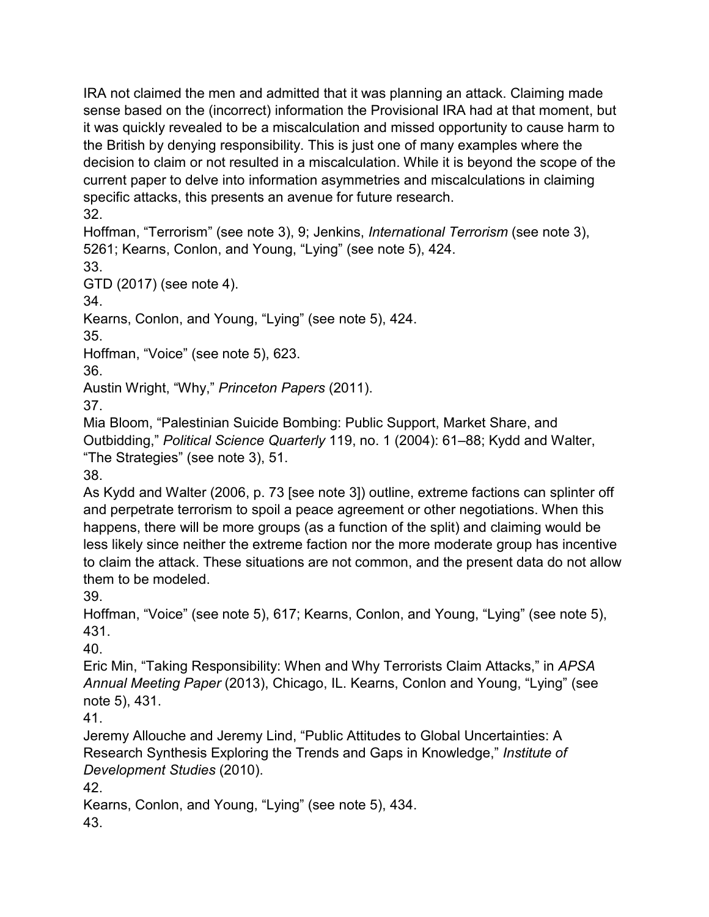IRA not claimed the men and admitted that it was planning an attack. Claiming made sense based on the (incorrect) information the Provisional IRA had at that moment, but it was quickly revealed to be a miscalculation and missed opportunity to cause harm to the British by denying responsibility. This is just one of many examples where the decision to claim or not resulted in a miscalculation. While it is beyond the scope of the current paper to delve into information asymmetries and miscalculations in claiming specific attacks, this presents an avenue for future research.

32.
Hoffman, "Terrorism" (see note 3), 9; Jenkins, *International Terrorism* (see note 3), 5261; Kearns, Conlon, and Young, "Lying" (see note 5), 424.

33.
GTD (2017) (see note 4).

34.
Kearns, Conlon, and Young, "Lying" (see note 5), 424.

35.
Hoffman, "Voice" (see note 5), 623.

36.
Austin Wright, "Why," *Princeton Papers* (2011).

37.
Mia Bloom, "Palestinian Suicide Bombing: Public Support, Market Share, and Outbidding," *Political Science Quarterly* 119, no. 1 (2004): 61–88; Kydd and Walter, "The Strategies" (see note 3), 51.

38.
As Kydd and Walter (2006, p. 73 [see note 3]) outline, extreme factions can splinter off and perpetrate terrorism to spoil a peace agreement or other negotiations. When this happens, there will be more groups (as a function of the split) and claiming would be less likely since neither the extreme faction nor the more moderate group has incentive to claim the attack. These situations are not common, and the present data do not allow them to be modeled.

39.
Hoffman, "Voice" (see note 5), 617; Kearns, Conlon, and Young, "Lying" (see note 5), 431.

40.
Eric Min, "Taking Responsibility: When and Why Terrorists Claim Attacks," in *APSA Annual Meeting Paper* (2013), Chicago, IL. Kearns, Conlon and Young, "Lying" (see note 5), 431.

41.
Jeremy Allouche and Jeremy Lind, "Public Attitudes to Global Uncertainties: A Research Synthesis Exploring the Trends and Gaps in Knowledge," *Institute of Development Studies* (2010).

42.
Kearns, Conlon, and Young, "Lying" (see note 5), 434.

43.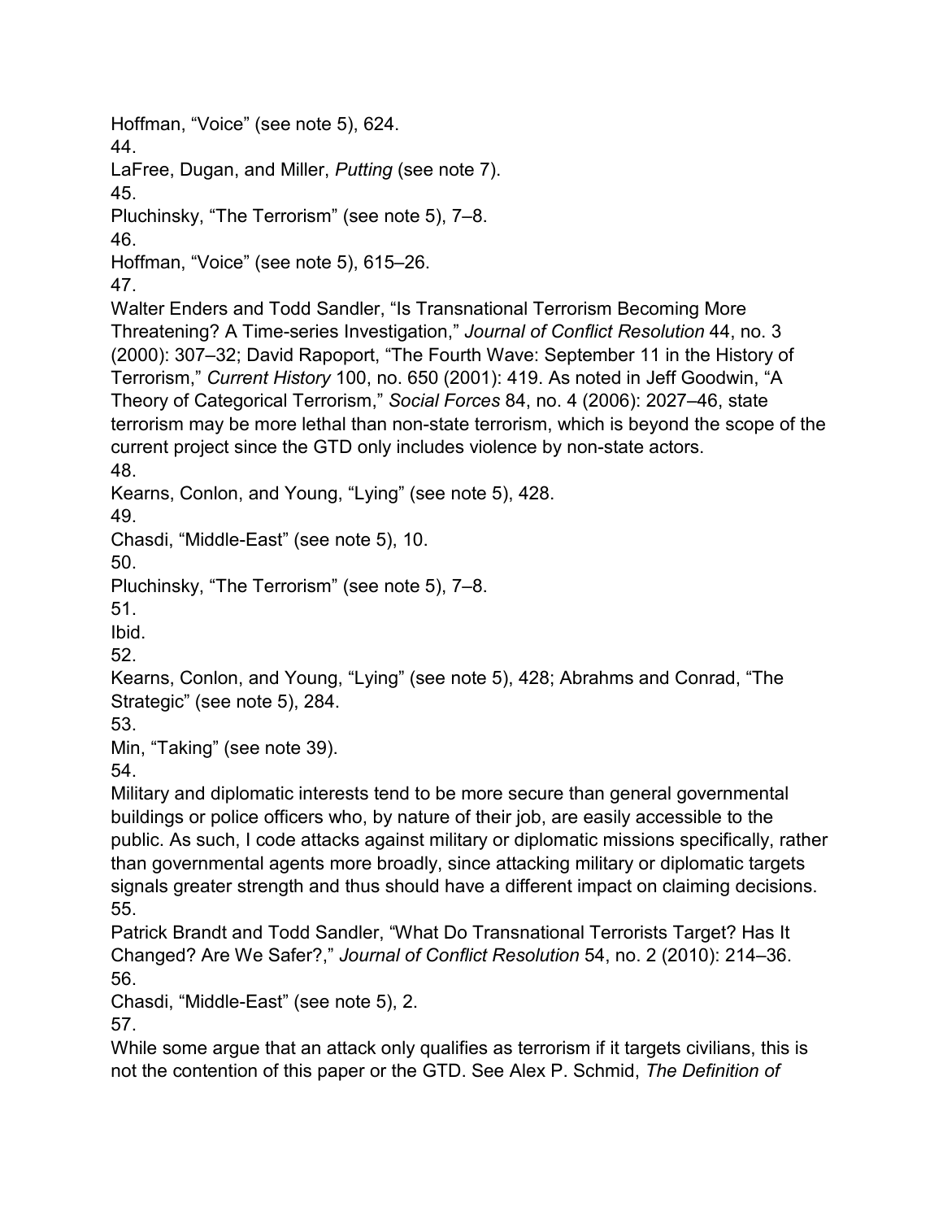Hoffman, "Voice" (see note 5), 624.

44.

LaFree, Dugan, and Miller, *Putting* (see note 7).

45.

Pluchinsky, "The Terrorism" (see note 5), 7–8.

46.

Hoffman, "Voice" (see note 5), 615–26.

47.

Walter Enders and Todd Sandler, "Is Transnational Terrorism Becoming More Threatening? A Time-series Investigation," *Journal of Conflict Resolution* 44, no. 3 (2000): 307–32; David Rapoport, "The Fourth Wave: September 11 in the History of Terrorism," *Current History* 100, no. 650 (2001): 419. As noted in Jeff Goodwin, "A Theory of Categorical Terrorism," *Social Forces* 84, no. 4 (2006): 2027–46, state terrorism may be more lethal than non-state terrorism, which is beyond the scope of the current project since the GTD only includes violence by non-state actors.

48.

Kearns, Conlon, and Young, "Lying" (see note 5), 428.

49.

Chasdi, "Middle-East" (see note 5), 10.

50.

Pluchinsky, "The Terrorism" (see note 5), 7–8.

51.

Ibid.

52.

Kearns, Conlon, and Young, "Lying" (see note 5), 428; Abrahms and Conrad, "The Strategic" (see note 5), 284.

53.

Min, "Taking" (see note 39).

54.

Military and diplomatic interests tend to be more secure than general governmental buildings or police officers who, by nature of their job, are easily accessible to the public. As such, I code attacks against military or diplomatic missions specifically, rather than governmental agents more broadly, since attacking military or diplomatic targets signals greater strength and thus should have a different impact on claiming decisions.

55.

Patrick Brandt and Todd Sandler, "What Do Transnational Terrorists Target? Has It Changed? Are We Safer?," *Journal of Conflict Resolution* 54, no. 2 (2010): 214–36.

56.

Chasdi, "Middle-East" (see note 5), 2.

57.

While some argue that an attack only qualifies as terrorism if it targets civilians, this is not the contention of this paper or the GTD. See Alex P. Schmid, *The Definition of*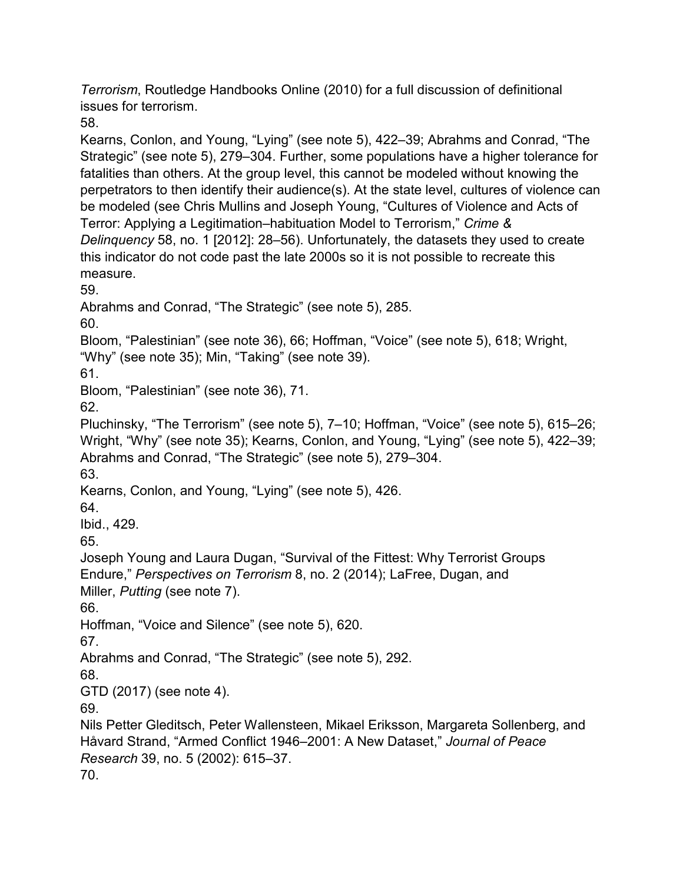*Terrorism*, Routledge Handbooks Online (2010) for a full discussion of definitional issues for terrorism.

58.

Kearns, Conlon, and Young, “Lying” (see note 5), 422–39; Abrahms and Conrad, “The Strategic” (see note 5), 279–304. Further, some populations have a higher tolerance for fatalities than others. At the group level, this cannot be modeled without knowing the perpetrators to then identify their audience(s). At the state level, cultures of violence can be modeled (see Chris Mullins and Joseph Young, “Cultures of Violence and Acts of Terror: Applying a Legitimation–habituation Model to Terrorism,” *Crime & Delinquency* 58, no. 1 [2012]: 28–56). Unfortunately, the datasets they used to create this indicator do not code past the late 2000s so it is not possible to recreate this measure.

59.

Abrahms and Conrad, “The Strategic” (see note 5), 285.

60.

Bloom, “Palestinian” (see note 36), 66; Hoffman, “Voice” (see note 5), 618; Wright, “Why” (see note 35); Min, “Taking” (see note 39).

61.

Bloom, “Palestinian” (see note 36), 71.

62.

Pluchinsky, “The Terrorism” (see note 5), 7–10; Hoffman, “Voice” (see note 5), 615–26; Wright, “Why” (see note 35); Kearns, Conlon, and Young, “Lying” (see note 5), 422–39; Abrahms and Conrad, “The Strategic” (see note 5), 279–304.

63.

Kearns, Conlon, and Young, “Lying” (see note 5), 426.

64.

Ibid., 429.

65.

Joseph Young and Laura Dugan, “Survival of the Fittest: Why Terrorist Groups Endure,” *Perspectives on Terrorism* 8, no. 2 (2014); LaFree, Dugan, and Miller, *Putting* (see note 7).

66.

Hoffman, “Voice and Silence” (see note 5), 620.

67.

Abrahms and Conrad, “The Strategic” (see note 5), 292.

68.

GTD (2017) (see note 4).

69.

Nils Petter Gleditsch, Peter Wallensteen, Mikael Eriksson, Margareta Sollenberg, and Håvard Strand, “Armed Conflict 1946–2001: A New Dataset,” *Journal of Peace Research* 39, no. 5 (2002): 615–37.

70.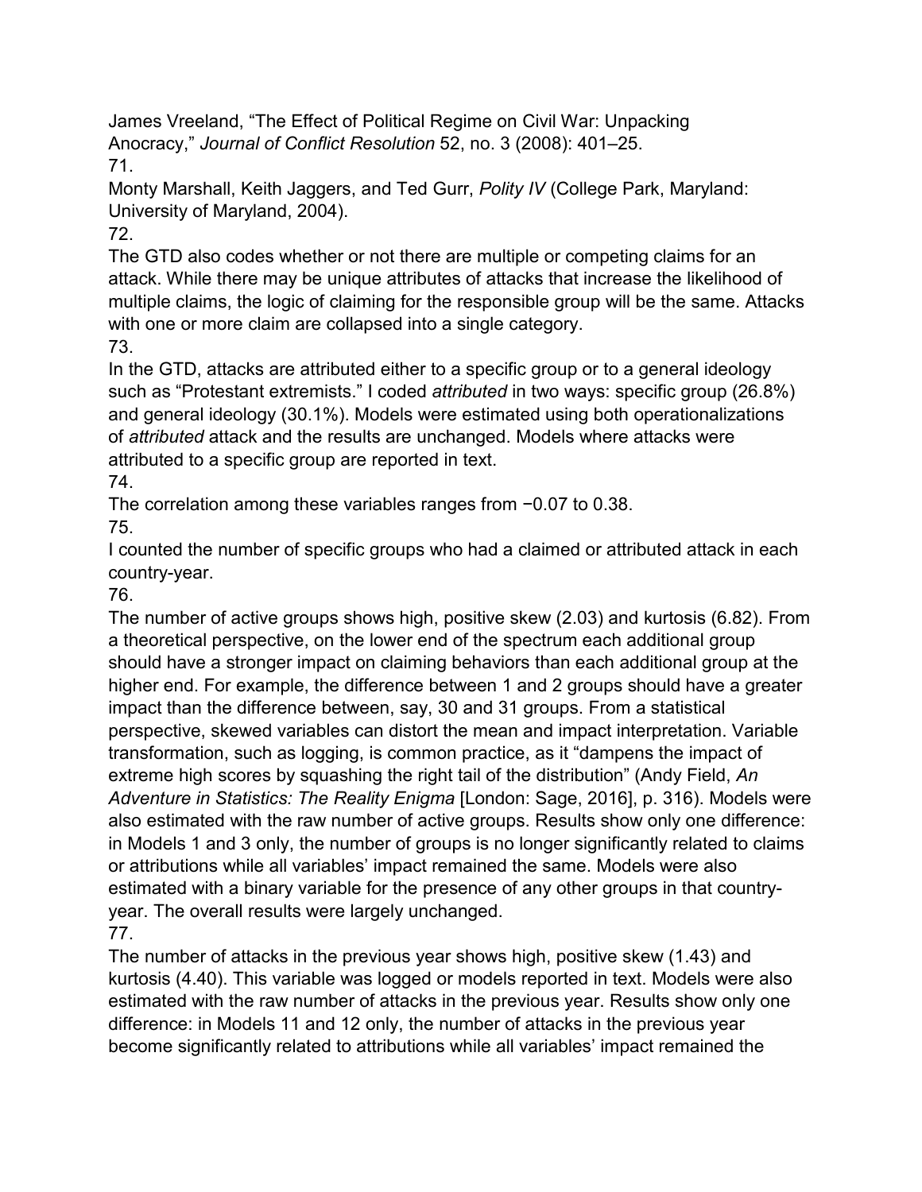James Vreeland, “The Effect of Political Regime on Civil War: Unpacking Anocracy,” *Journal of Conflict Resolution* 52, no. 3 (2008): 401–25.

71.

Monty Marshall, Keith Jaggers, and Ted Gurr, *Polity IV* (College Park, Maryland: University of Maryland, 2004).

72.

The GTD also codes whether or not there are multiple or competing claims for an attack. While there may be unique attributes of attacks that increase the likelihood of multiple claims, the logic of claiming for the responsible group will be the same. Attacks with one or more claim are collapsed into a single category.

73.

In the GTD, attacks are attributed either to a specific group or to a general ideology such as “Protestant extremists.” I coded *attributed* in two ways: specific group (26.8%) and general ideology (30.1%). Models were estimated using both operationalizations of *attributed* attack and the results are unchanged. Models where attacks were attributed to a specific group are reported in text.

74.

The correlation among these variables ranges from −0.07 to 0.38.

75.

I counted the number of specific groups who had a claimed or attributed attack in each country-year.

76.

The number of active groups shows high, positive skew (2.03) and kurtosis (6.82). From a theoretical perspective, on the lower end of the spectrum each additional group should have a stronger impact on claiming behaviors than each additional group at the higher end. For example, the difference between 1 and 2 groups should have a greater impact than the difference between, say, 30 and 31 groups. From a statistical perspective, skewed variables can distort the mean and impact interpretation. Variable transformation, such as logging, is common practice, as it “dampens the impact of extreme high scores by squashing the right tail of the distribution” (Andy Field, *An Adventure in Statistics: The Reality Enigma* [London: Sage, 2016], p. 316). Models were also estimated with the raw number of active groups. Results show only one difference: in Models 1 and 3 only, the number of groups is no longer significantly related to claims or attributions while all variables’ impact remained the same. Models were also estimated with a binary variable for the presence of any other groups in that country-year. The overall results were largely unchanged.

77.

The number of attacks in the previous year shows high, positive skew (1.43) and kurtosis (4.40). This variable was logged or models reported in text. Models were also estimated with the raw number of attacks in the previous year. Results show only one difference: in Models 11 and 12 only, the number of attacks in the previous year become significantly related to attributions while all variables’ impact remained the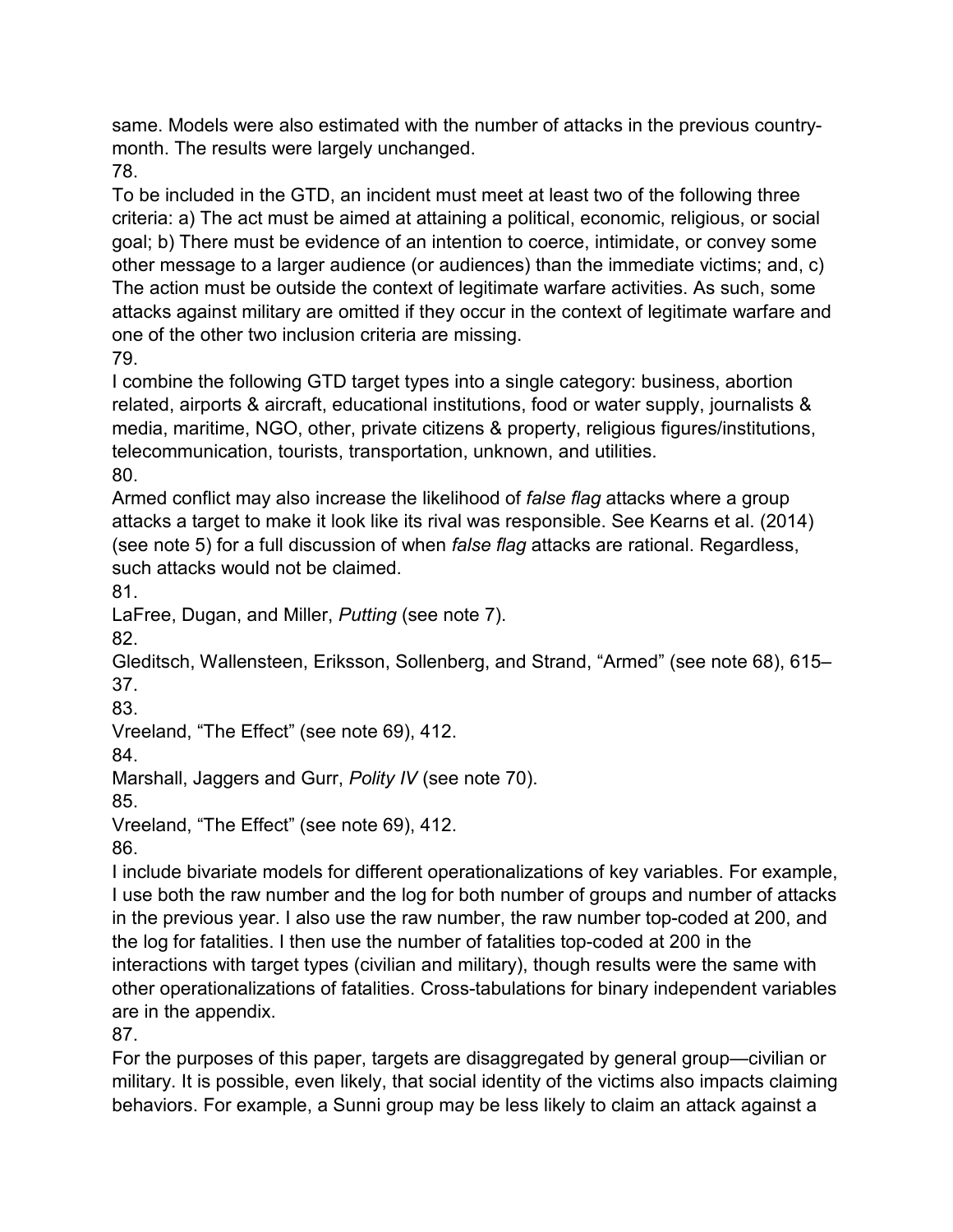same. Models were also estimated with the number of attacks in the previous country-month. The results were largely unchanged.

78.

To be included in the GTD, an incident must meet at least two of the following three criteria: a) The act must be aimed at attaining a political, economic, religious, or social goal; b) There must be evidence of an intention to coerce, intimidate, or convey some other message to a larger audience (or audiences) than the immediate victims; and, c) The action must be outside the context of legitimate warfare activities. As such, some attacks against military are omitted if they occur in the context of legitimate warfare and one of the other two inclusion criteria are missing.

79.

I combine the following GTD target types into a single category: business, abortion related, airports & aircraft, educational institutions, food or water supply, journalists & media, maritime, NGO, other, private citizens & property, religious figures/institutions, telecommunication, tourists, transportation, unknown, and utilities.

80.

Armed conflict may also increase the likelihood of *false flag* attacks where a group attacks a target to make it look like its rival was responsible. See Kearns et al. (2014) (see note 5) for a full discussion of when *false flag* attacks are rational. Regardless, such attacks would not be claimed.

81.

LaFree, Dugan, and Miller, *Putting* (see note 7).

82.

Gleditsch, Wallensteen, Eriksson, Sollenberg, and Strand, "Armed" (see note 68), 615–37.

83.

Vreeland, "The Effect" (see note 69), 412.

84.

Marshall, Jaggers and Gurr, *Polity IV* (see note 70).

85.

Vreeland, "The Effect" (see note 69), 412.

86.

I include bivariate models for different operationalizations of key variables. For example, I use both the raw number and the log for both number of groups and number of attacks in the previous year. I also use the raw number, the raw number top-coded at 200, and the log for fatalities. I then use the number of fatalities top-coded at 200 in the interactions with target types (civilian and military), though results were the same with other operationalizations of fatalities. Cross-tabulations for binary independent variables are in the appendix.

87.

For the purposes of this paper, targets are disaggregated by general group—civilian or military. It is possible, even likely, that social identity of the victims also impacts claiming behaviors. For example, a Sunni group may be less likely to claim an attack against a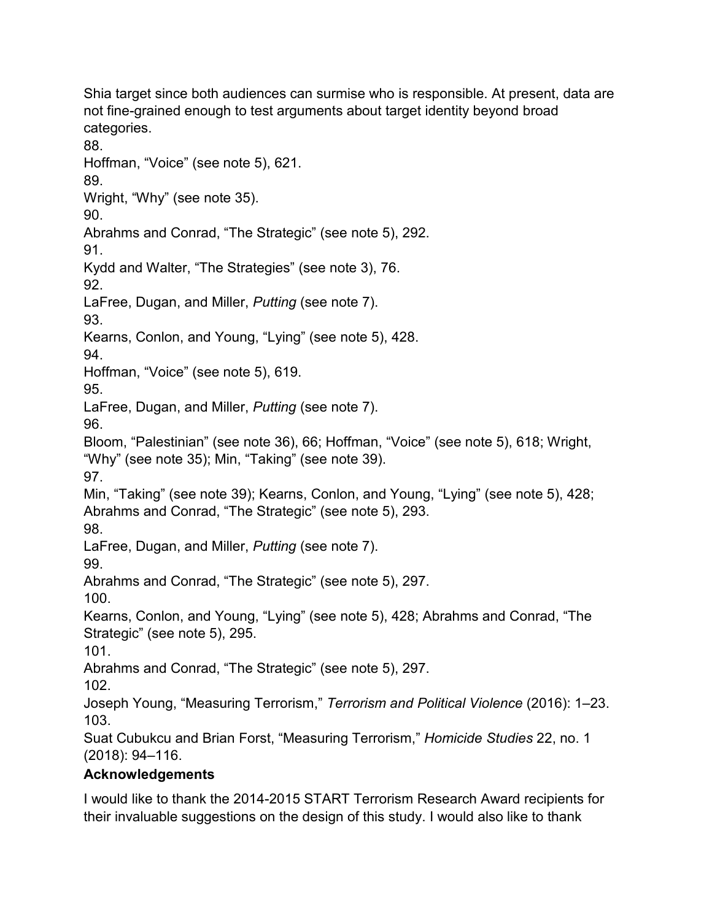Shia target since both audiences can surmise who is responsible. At present, data are not fine-grained enough to test arguments about target identity beyond broad categories.

88.
Hoffman, “Voice” (see note 5), 621.

89.
Wright, “Why” (see note 35).

90.
Abrahms and Conrad, “The Strategic” (see note 5), 292.

91.
Kydd and Walter, “The Strategies” (see note 3), 76.

92.
LaFree, Dugan, and Miller, *Putting* (see note 7).

93.
Kearns, Conlon, and Young, “Lying” (see note 5), 428.

94.
Hoffman, “Voice” (see note 5), 619.

95.
LaFree, Dugan, and Miller, *Putting* (see note 7).

96.
Bloom, “Palestinian” (see note 36), 66; Hoffman, “Voice” (see note 5), 618; Wright, “Why” (see note 35); Min, “Taking” (see note 39).

97.
Min, “Taking” (see note 39); Kearns, Conlon, and Young, “Lying” (see note 5), 428; Abrahms and Conrad, “The Strategic” (see note 5), 293.

98.
LaFree, Dugan, and Miller, *Putting* (see note 7).

99.
Abrahms and Conrad, “The Strategic” (see note 5), 297.

100.
Kearns, Conlon, and Young, “Lying” (see note 5), 428; Abrahms and Conrad, “The Strategic” (see note 5), 295.

101.
Abrahms and Conrad, “The Strategic” (see note 5), 297.

102.
Joseph Young, “Measuring Terrorism,” *Terrorism and Political Violence* (2016): 1–23.

103.
Suat Cubukcu and Brian Forst, “Measuring Terrorism,” *Homicide Studies* 22, no. 1 (2018): 94–116.

**Acknowledgements**

I would like to thank the 2014-2015 START Terrorism Research Award recipients for their invaluable suggestions on the design of this study. I would also like to thank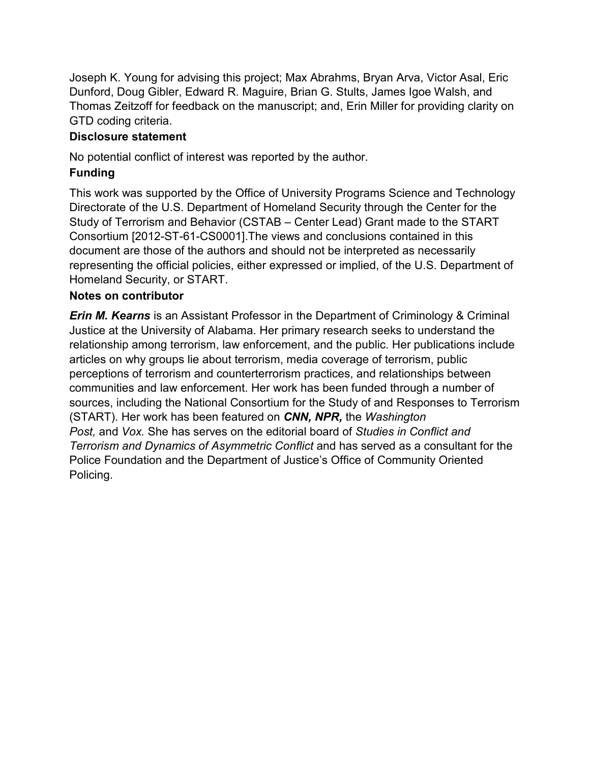Joseph K. Young for advising this project; Max Abrahms, Bryan Arva, Victor Asal, Eric Dunford, Doug Gibler, Edward R. Maguire, Brian G. Stults, James Igoe Walsh, and Thomas Zeitzoff for feedback on the manuscript; and, Erin Miller for providing clarity on GTD coding criteria.

**Disclosure statement**

No potential conflict of interest was reported by the author.

**Funding**

This work was supported by the Office of University Programs Science and Technology Directorate of the U.S. Department of Homeland Security through the Center for the Study of Terrorism and Behavior (CSTAB – Center Lead) Grant made to the START Consortium [2012-ST-61-CS0001].The views and conclusions contained in this document are those of the authors and should not be interpreted as necessarily representing the official policies, either expressed or implied, of the U.S. Department of Homeland Security, or START.

**Notes on contributor**

***Erin M. Kearns*** is an Assistant Professor in the Department of Criminology & Criminal Justice at the University of Alabama. Her primary research seeks to understand the relationship among terrorism, law enforcement, and the public. Her publications include articles on why groups lie about terrorism, media coverage of terrorism, public perceptions of terrorism and counterterrorism practices, and relationships between communities and law enforcement. Her work has been funded through a number of sources, including the National Consortium for the Study of and Responses to Terrorism (START). Her work has been featured on ***CNN, NPR,*** the *Washington Post,* and *Vox.* She has serves on the editorial board of *Studies in Conflict and Terrorism and Dynamics of Asymmetric Conflict* and has served as a consultant for the Police Foundation and the Department of Justice's Office of Community Oriented Policing.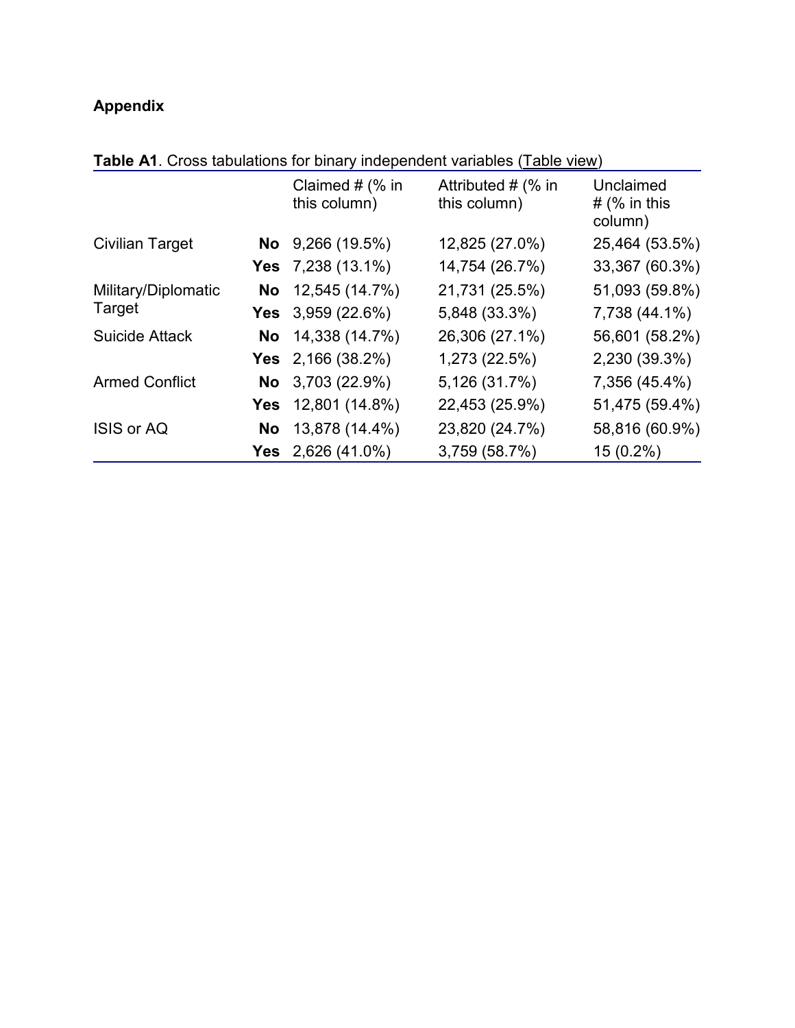**Appendix**

**Table A1**. Cross tabulations for binary independent variables (Table view)

| | | Claimed # (% in this column) | Attributed # (% in this column) | Unclaimed # (% in this column) |
|---|---|---|---|---|
| Civilian Target | **No** | 9,266 (19.5%) | 12,825 (27.0%) | 25,464 (53.5%) |
| | **Yes** | 7,238 (13.1%) | 14,754 (26.7%) | 33,367 (60.3%) |
| Military/Diplomatic Target | **No** | 12,545 (14.7%) | 21,731 (25.5%) | 51,093 (59.8%) |
| | **Yes** | 3,959 (22.6%) | 5,848 (33.3%) | 7,738 (44.1%) |
| Suicide Attack | **No** | 14,338 (14.7%) | 26,306 (27.1%) | 56,601 (58.2%) |
| | **Yes** | 2,166 (38.2%) | 1,273 (22.5%) | 2,230 (39.3%) |
| Armed Conflict | **No** | 3,703 (22.9%) | 5,126 (31.7%) | 7,356 (45.4%) |
| | **Yes** | 12,801 (14.8%) | 22,453 (25.9%) | 51,475 (59.4%) |
| ISIS or AQ | **No** | 13,878 (14.4%) | 23,820 (24.7%) | 58,816 (60.9%) |
| | **Yes** | 2,626 (41.0%) | 3,759 (58.7%) | 15 (0.2%) |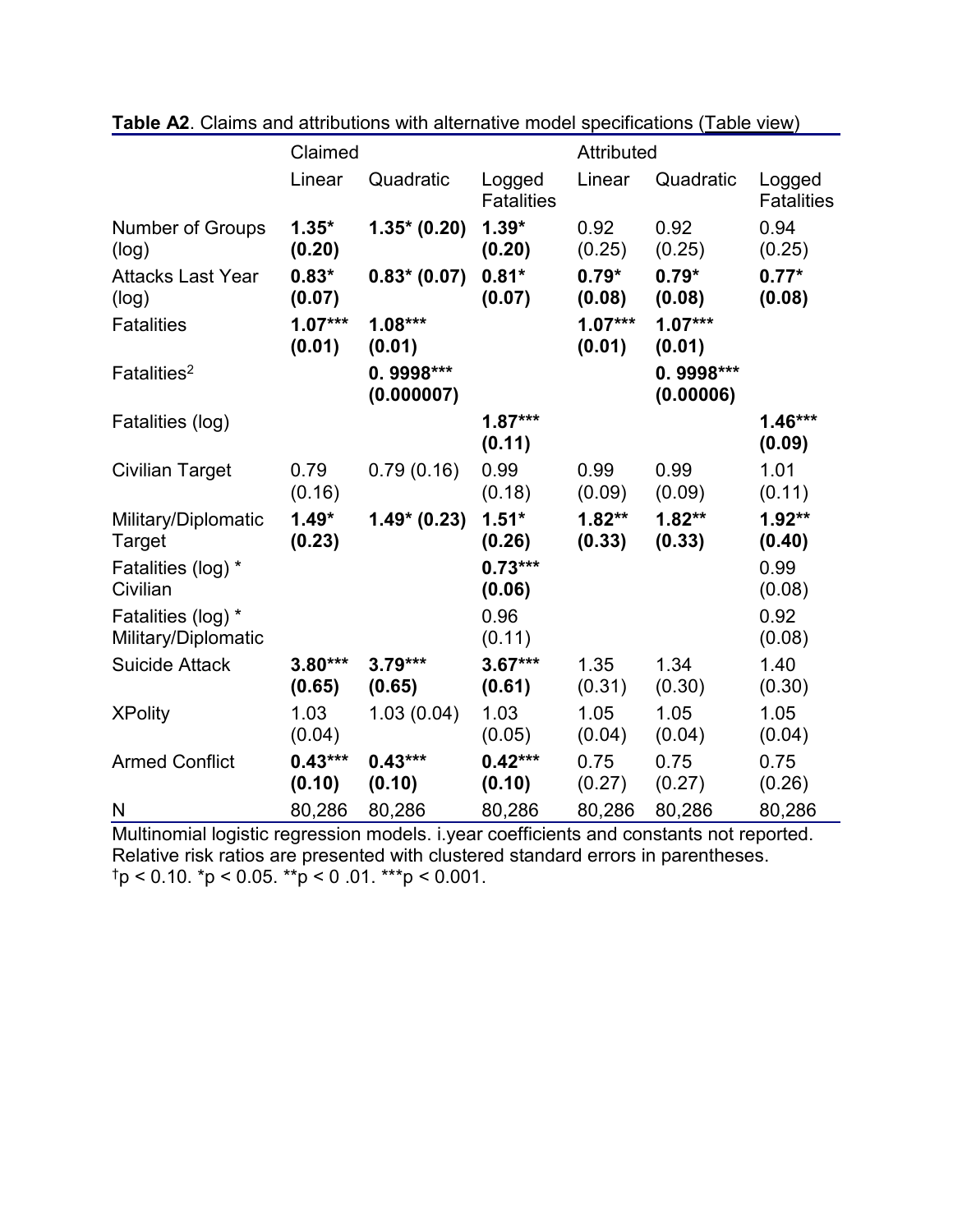**Table A2**. Claims and attributions with alternative model specifications (Table view)

| | Claimed | | | Attributed | | |
|---|---|---|---|---|---|---|
| | Linear | Quadratic | Logged Fatalities | Linear | Quadratic | Logged Fatalities |
| Number of Groups (log) | **1.35* (0.20)** | **1.35* (0.20)** | **1.39* (0.20)** | 0.92 (0.25) | 0.92 (0.25) | 0.94 (0.25) |
| Attacks Last Year (log) | **0.83* (0.07)** | **0.83* (0.07)** | **0.81* (0.07)** | **0.79* (0.08)** | **0.79* (0.08)** | **0.77* (0.08)** |
| Fatalities | **1.07*** (0.01)** | **1.08*** (0.01)** | | **1.07*** (0.01)** | **1.07*** (0.01)** | |
| Fatalities$^2$ | | **0. 9998*** (0.000007)** | | | **0. 9998*** (0.00006)** | |
| Fatalities (log) | | | **1.87*** (0.11)** | | | **1.46*** (0.09)** |
| Civilian Target | 0.79 (0.16) | 0.79 (0.16) | 0.99 (0.18) | 0.99 (0.09) | 0.99 (0.09) | 1.01 (0.11) |
| Military/Diplomatic Target | **1.49* (0.23)** | **1.49* (0.23)** | **1.51* (0.26)** | **1.82** (0.33)** | **1.82** (0.33)** | **1.92** (0.40)** |
| Fatalities (log) * Civilian | | | **0.73*** (0.06)** | | | 0.99 (0.08) |
| Fatalities (log) * Military/Diplomatic | | | 0.96 (0.11) | | | 0.92 (0.08) |
| Suicide Attack | **3.80*** (0.65)** | **3.79*** (0.65)** | **3.67*** (0.61)** | 1.35 (0.31) | 1.34 (0.30) | 1.40 (0.30) |
| XPolity | 1.03 (0.04) | 1.03 (0.04) | 1.03 (0.05) | 1.05 (0.04) | 1.05 (0.04) | 1.05 (0.04) |
| Armed Conflict | **0.43*** (0.10)** | **0.43*** (0.10)** | **0.42*** (0.10)** | 0.75 (0.27) | 0.75 (0.27) | 0.75 (0.26) |
| N | 80,286 | 80,286 | 80,286 | 80,286 | 80,286 | 80,286 |

Multinomial logistic regression models. i.year coefficients and constants not reported. Relative risk ratios are presented with clustered standard errors in parentheses.
$^{\dagger}p < 0.10$. $^{*}p < 0.05$. $^{**}p < 0.01$. $^{***}p < 0.001$.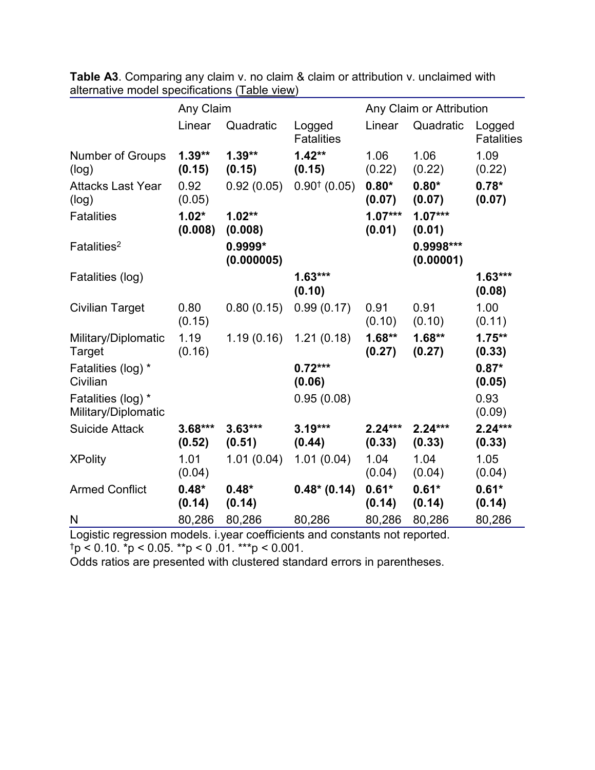**Table A3**. Comparing any claim v. no claim & claim or attribution v. unclaimed with alternative model specifications (Table view)

| | Any Claim | | | Any Claim or Attribution | | |
|---|---|---|---|---|---|---|
| | Linear | Quadratic | Logged Fatalities | Linear | Quadratic | Logged Fatalities |
| Number of Groups (log) | **1.39**** **(0.15)** | **1.39**** **(0.15)** | **1.42**** **(0.15)** | 1.06 (0.22) | 1.06 (0.22) | 1.09 (0.22) |
| Attacks Last Year (log) | 0.92 (0.05) | 0.92 (0.05) | 0.90† (0.05) | **0.80*** **(0.07)** | **0.80*** **(0.07)** | **0.78*** **(0.07)** |
| Fatalities | **1.02*** **(0.008)** | **1.02**** **(0.008)** | | **1.07***** **(0.01)** | **1.07***** **(0.01)** | |
| Fatalities$^2$ | | **0.9999*** **(0.000005)** | | | **0.9998***** **(0.00001)** | |
| Fatalities (log) | | | **1.63***** **(0.10)** | | | **1.63***** **(0.08)** |
| Civilian Target | 0.80 (0.15) | 0.80 (0.15) | 0.99 (0.17) | 0.91 (0.10) | 0.91 (0.10) | 1.00 (0.11) |
| Military/Diplomatic Target | 1.19 (0.16) | 1.19 (0.16) | 1.21 (0.18) | **1.68**** **(0.27)** | **1.68**** **(0.27)** | **1.75**** **(0.33)** |
| Fatalities (log) * Civilian | | | **0.72***** **(0.06)** | | | **0.87*** **(0.05)** |
| Fatalities (log) * Military/Diplomatic | | | 0.95 (0.08) | | | 0.93 (0.09) |
| Suicide Attack | **3.68***** **(0.52)** | **3.63***** **(0.51)** | **3.19***** **(0.44)** | **2.24***** **(0.33)** | **2.24***** **(0.33)** | **2.24***** **(0.33)** |
| XPolity | 1.01 (0.04) | 1.01 (0.04) | 1.01 (0.04) | 1.04 (0.04) | 1.04 (0.04) | 1.05 (0.04) |
| Armed Conflict | **0.48*** **(0.14)** | **0.48*** **(0.14)** | **0.48* (0.14)** | **0.61*** **(0.14)** | **0.61*** **(0.14)** | **0.61*** **(0.14)** |
| N | 80,286 | 80,286 | 80,286 | 80,286 | 80,286 | 80,286 |

Logistic regression models. i.year coefficients and constants not reported.
†$p < 0.10$. *$p < 0.05$. **$p < 0.01$. ***$p < 0.001$.
Odds ratios are presented with clustered standard errors in parentheses.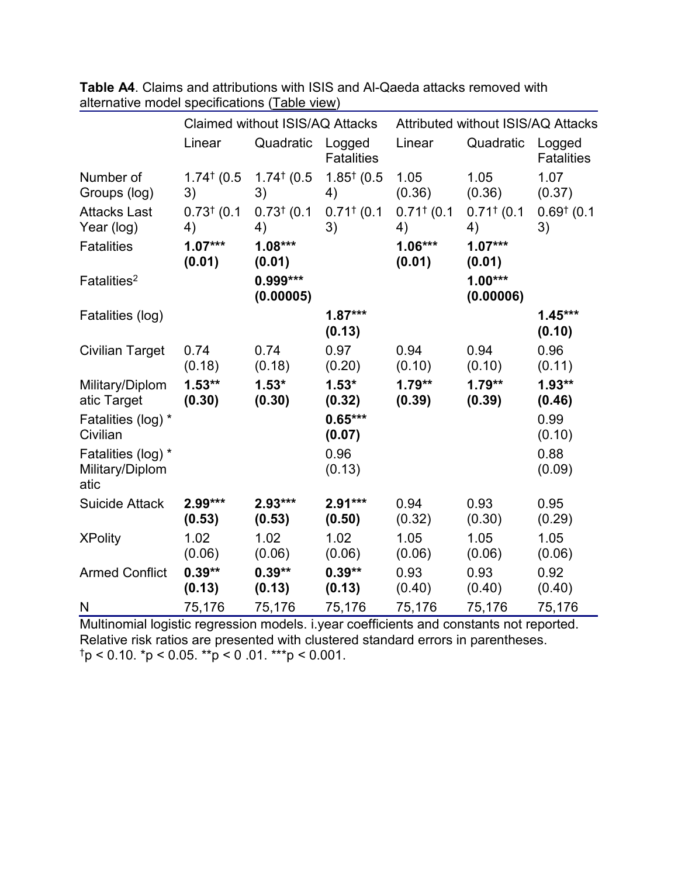**Table A4**. Claims and attributions with ISIS and Al-Qaeda attacks removed with alternative model specifications (Table view)

| | Claimed without ISIS/AQ Attacks | | | Attributed without ISIS/AQ Attacks | | |
|---|---|---|---|---|---|---|
| | Linear | Quadratic | Logged Fatalities | Linear | Quadratic | Logged Fatalities |
| Number of Groups (log) | 1.74† (0.53) | 1.74† (0.53) | 1.85† (0.54) | 1.05 (0.36) | 1.05 (0.36) | 1.07 (0.37) |
| Attacks Last Year (log) | 0.73† (0.14) | 0.73† (0.14) | 0.71† (0.13) | 0.71† (0.14) | 0.71† (0.14) | 0.69† (0.13) |
| Fatalities | **1.07*** (0.01)** | **1.08*** (0.01)** | | **1.06*** (0.01)** | **1.07*** (0.01)** | |
| Fatalities$^2$ | | **0.999*** (0.00005)** | | | **1.00*** (0.00006)** | |
| Fatalities (log) | | | **1.87*** (0.13)** | | | **1.45*** (0.10)** |
| Civilian Target | 0.74 (0.18) | 0.74 (0.18) | 0.97 (0.20) | 0.94 (0.10) | 0.94 (0.10) | 0.96 (0.11) |
| Military/Diplomatic Target | **1.53** (0.30)** | **1.53* (0.30)** | **1.53* (0.32)** | **1.79** (0.39)** | **1.79** (0.39)** | **1.93** (0.46)** |
| Fatalities (log) * Civilian | | | **0.65*** (0.07)** | | | 0.99 (0.10) |
| Fatalities (log) * Military/Diplomatic | | | 0.96 (0.13) | | | 0.88 (0.09) |
| Suicide Attack | **2.99*** (0.53)** | **2.93*** (0.53)** | **2.91*** (0.50)** | 0.94 (0.32) | 0.93 (0.30) | 0.95 (0.29) |
| XPolity | 1.02 (0.06) | 1.02 (0.06) | 1.02 (0.06) | 1.05 (0.06) | 1.05 (0.06) | 1.05 (0.06) |
| Armed Conflict | **0.39** (0.13)** | **0.39** (0.13)** | **0.39** (0.13)** | 0.93 (0.40) | 0.93 (0.40) | 0.92 (0.40) |
| N | 75,176 | 75,176 | 75,176 | 75,176 | 75,176 | 75,176 |

Multinomial logistic regression models. i.year coefficients and constants not reported. Relative risk ratios are presented with clustered standard errors in parentheses.
†$p < 0.10$. *$p < 0.05$. **$p < 0.01$. ***$p < 0.001$.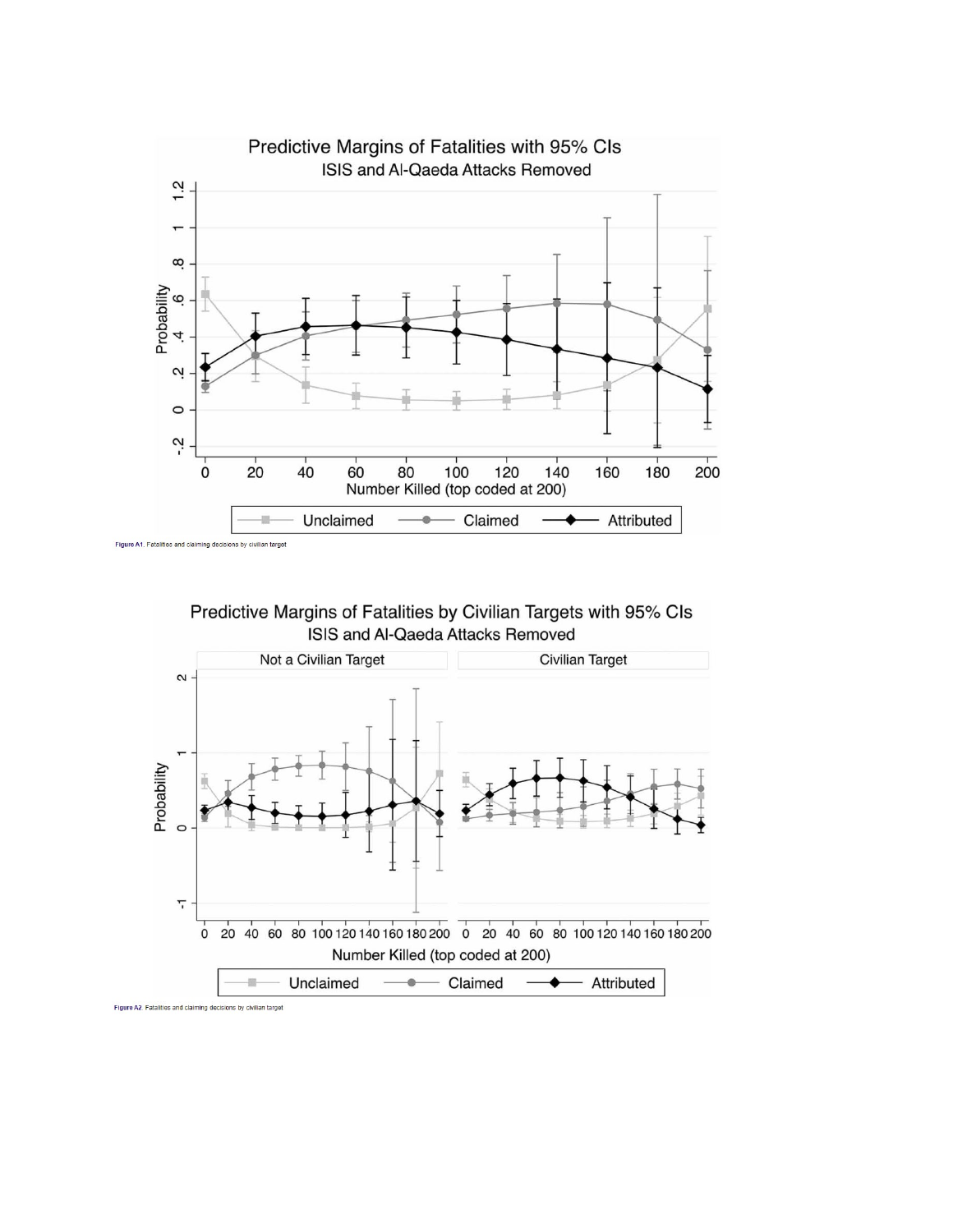Predictive Margins of Fatalities with 95% CIs

ISIS and Al-Qaeda Attacks Removed

Probability

-.2 0 .2 .4 .6 .8 1 1.2

0 20 40 60 80 100 120 140 160 180 200

Number Killed (top coded at 200)

Unclaimed Claimed Attributed

Figure A1. Fatalities and claiming decisions by civilian target

Predictive Margins of Fatalities by Civilian Targets with 95% CIs

ISIS and Al-Qaeda Attacks Removed

Not a Civilian Target

Civilian Target

Probability

-1 0 1 2

0 20 40 60 80 100 120 140 160 180 200 0 20 40 60 80 100 120 140 160 180 200

Number Killed (top coded at 200)

Unclaimed Claimed Attributed

Figure A2. Fatalities and claiming decisions by civilian target